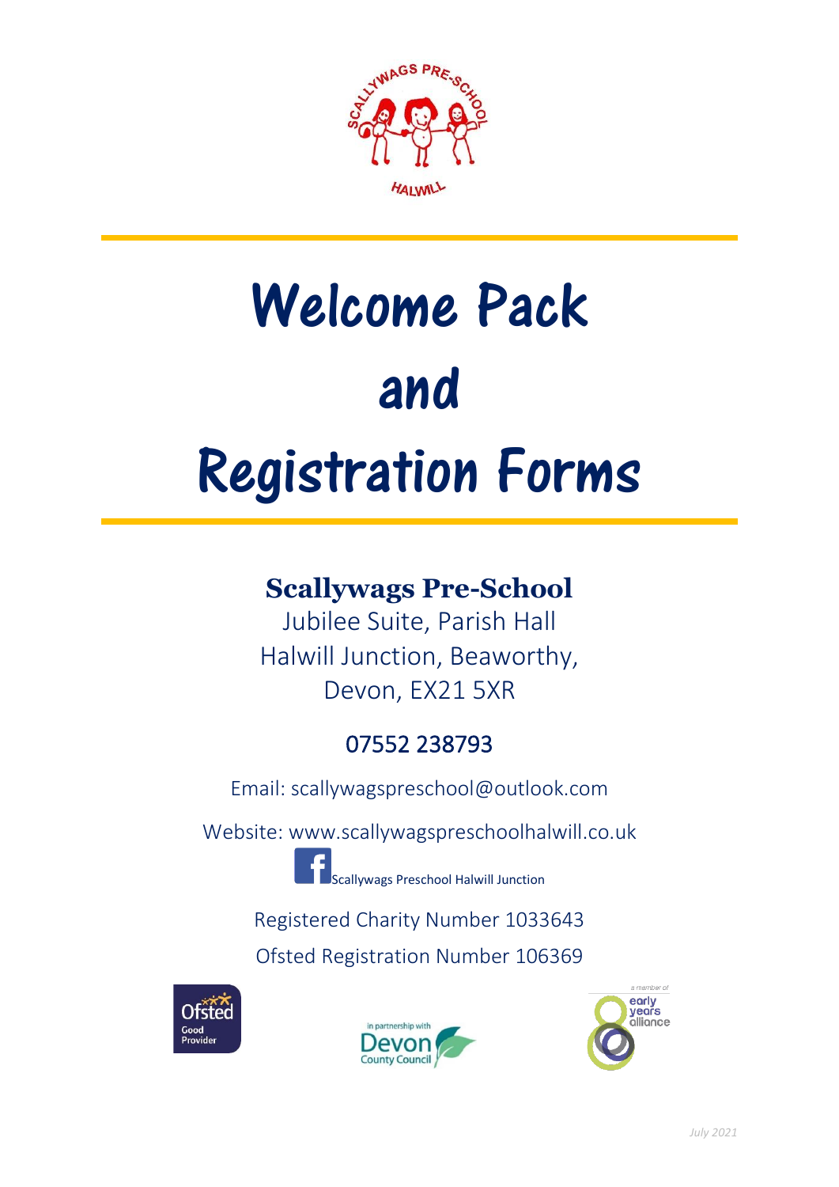# Welcome Pack and Registration Forms

## Scallywags Pre-School

Jubilee Suite, Parish Hall
Halwill Junction, Beaworthy,
Devon, EX21 5XR

07552 238793

Email: scallywagspreschool@outlook.com

Website: www.scallywagspreschoolhalwill.co.uk

Scallywags Preschool Halwill Junction

Registered Charity Number 1033643

Ofsted Registration Number 106369

*July 2021*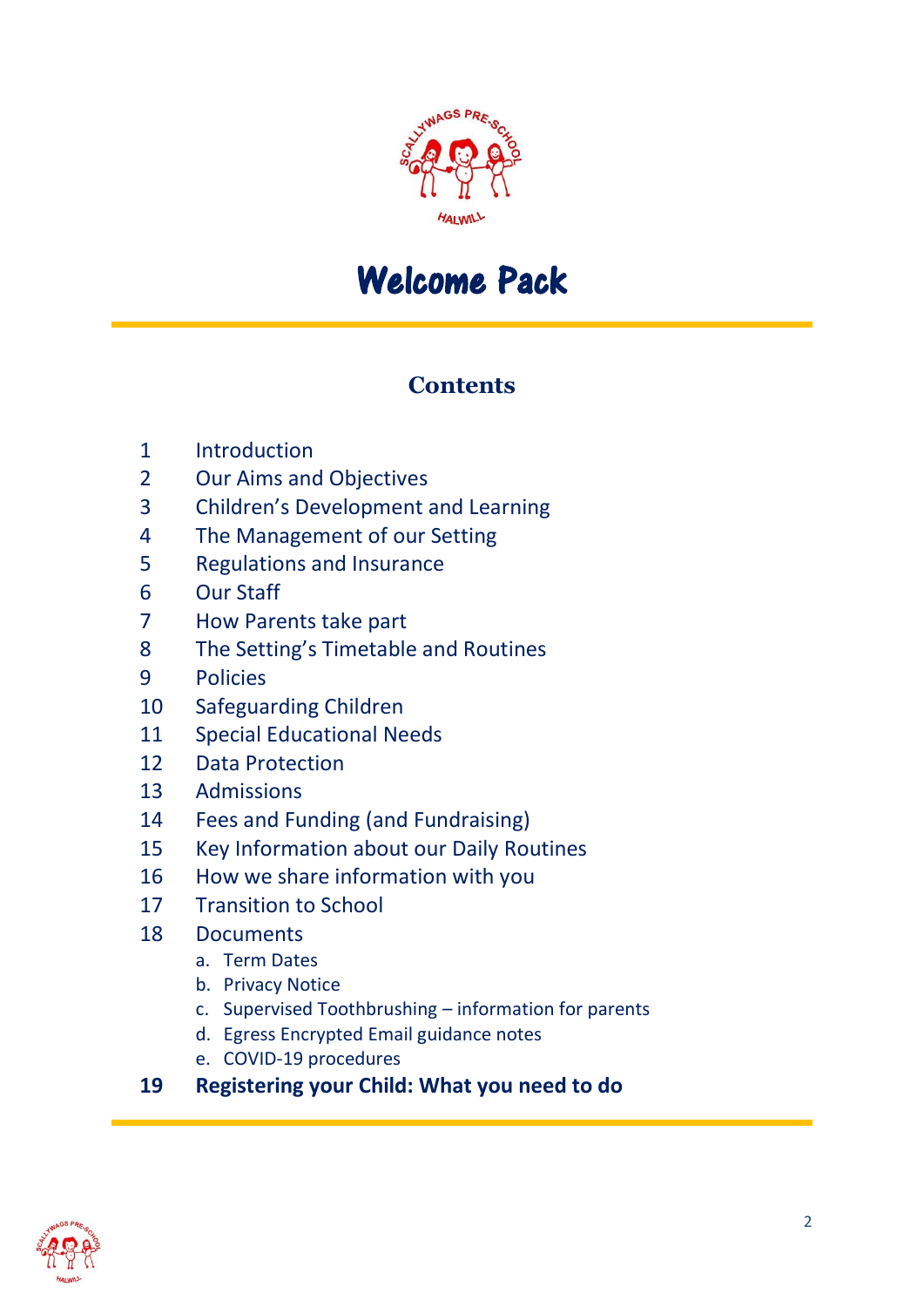# Welcome Pack

## Contents

1. Introduction
2. Our Aims and Objectives
3. Children's Development and Learning
4. The Management of our Setting
5. Regulations and Insurance
6. Our Staff
7. How Parents take part
8. The Setting's Timetable and Routines
9. Policies
10. Safeguarding Children
11. Special Educational Needs
12. Data Protection
13. Admissions
14. Fees and Funding (and Fundraising)
15. Key Information about our Daily Routines
16. How we share information with you
17. Transition to School
18. Documents
    - a. Term Dates
    - b. Privacy Notice
    - c. Supervised Toothbrushing – information for parents
    - d. Egress Encrypted Email guidance notes
    - e. COVID-19 procedures
19. **Registering your Child: What you need to do**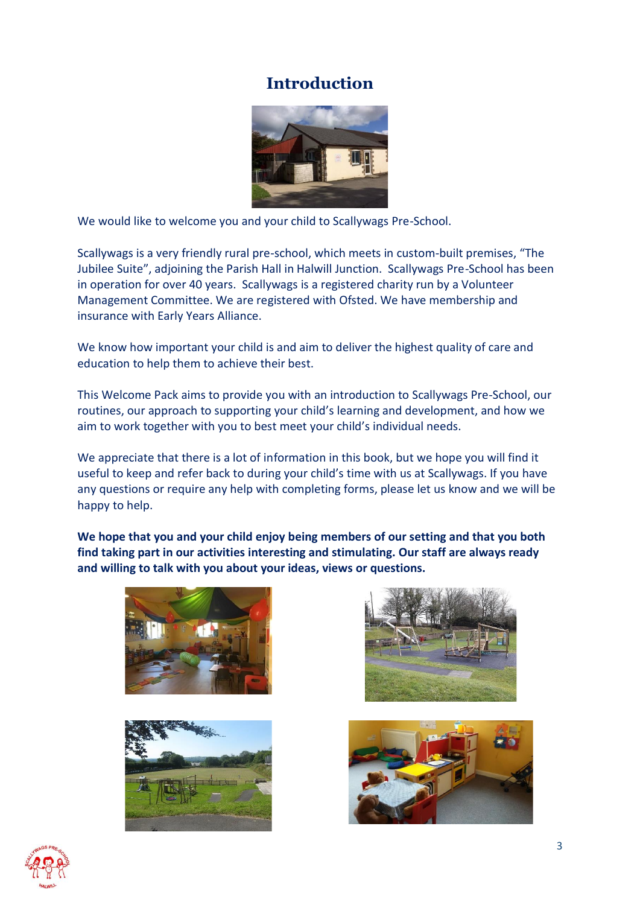# Introduction

We would like to welcome you and your child to Scallywags Pre-School.

Scallywags is a very friendly rural pre-school, which meets in custom-built premises, "The Jubilee Suite", adjoining the Parish Hall in Halwill Junction. Scallywags Pre-School has been in operation for over 40 years. Scallywags is a registered charity run by a Volunteer Management Committee. We are registered with Ofsted. We have membership and insurance with Early Years Alliance.

We know how important your child is and aim to deliver the highest quality of care and education to help them to achieve their best.

This Welcome Pack aims to provide you with an introduction to Scallywags Pre-School, our routines, our approach to supporting your child's learning and development, and how we aim to work together with you to best meet your child's individual needs.

We appreciate that there is a lot of information in this book, but we hope you will find it useful to keep and refer back to during your child's time with us at Scallywags. If you have any questions or require any help with completing forms, please let us know and we will be happy to help.

**We hope that you and your child enjoy being members of our setting and that you both find taking part in our activities interesting and stimulating. Our staff are always ready and willing to talk with you about your ideas, views or questions.**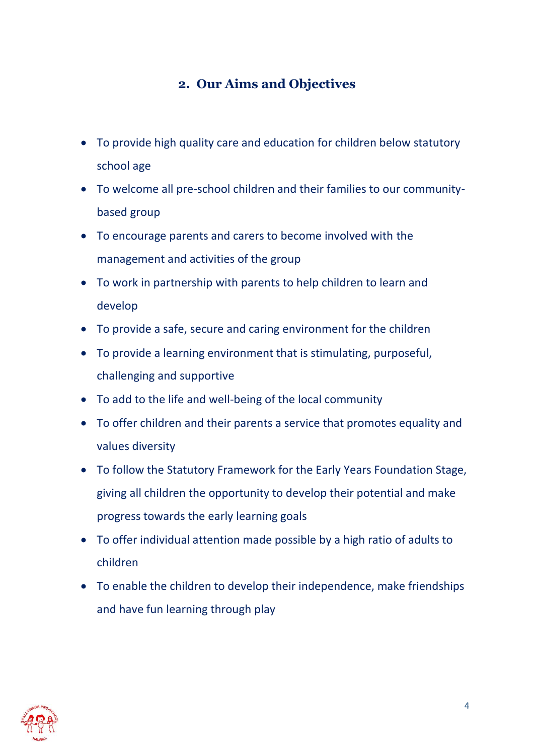## 2. Our Aims and Objectives

- To provide high quality care and education for children below statutory school age
- To welcome all pre-school children and their families to our community-based group
- To encourage parents and carers to become involved with the management and activities of the group
- To work in partnership with parents to help children to learn and develop
- To provide a safe, secure and caring environment for the children
- To provide a learning environment that is stimulating, purposeful, challenging and supportive
- To add to the life and well-being of the local community
- To offer children and their parents a service that promotes equality and values diversity
- To follow the Statutory Framework for the Early Years Foundation Stage, giving all children the opportunity to develop their potential and make progress towards the early learning goals
- To offer individual attention made possible by a high ratio of adults to children
- To enable the children to develop their independence, make friendships and have fun learning through play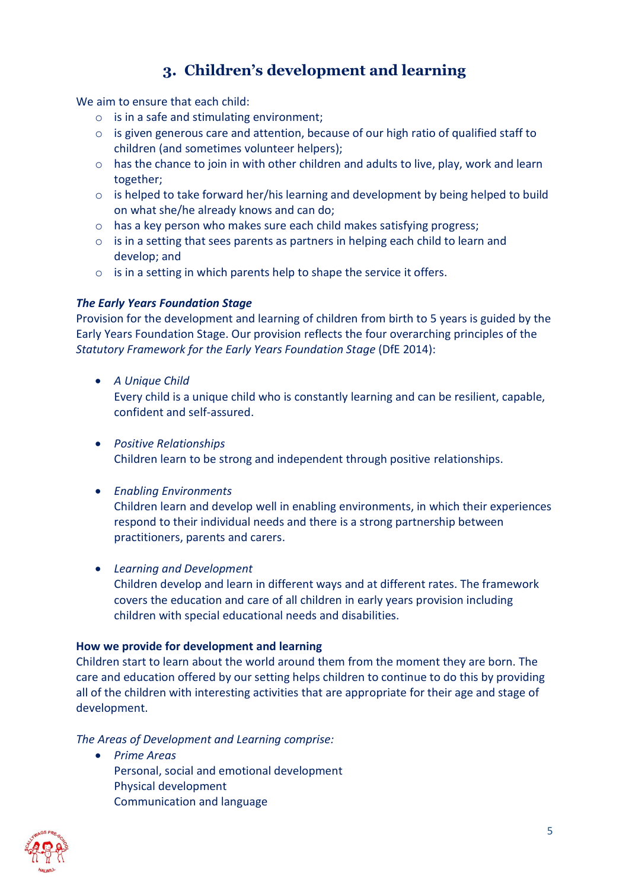## 3. Children's development and learning

We aim to ensure that each child:

- is in a safe and stimulating environment;
- is given generous care and attention, because of our high ratio of qualified staff to children (and sometimes volunteer helpers);
- has the chance to join in with other children and adults to live, play, work and learn together;
- is helped to take forward her/his learning and development by being helped to build on what she/he already knows and can do;
- has a key person who makes sure each child makes satisfying progress;
- is in a setting that sees parents as partners in helping each child to learn and develop; and
- is in a setting in which parents help to shape the service it offers.

***The Early Years Foundation Stage***

Provision for the development and learning of children from birth to 5 years is guided by the Early Years Foundation Stage. Our provision reflects the four overarching principles of the *Statutory Framework for the Early Years Foundation Stage* (DfE 2014):

- *A Unique Child*
  Every child is a unique child who is constantly learning and can be resilient, capable, confident and self-assured.

- *Positive Relationships*
  Children learn to be strong and independent through positive relationships.

- *Enabling Environments*
  Children learn and develop well in enabling environments, in which their experiences respond to their individual needs and there is a strong partnership between practitioners, parents and carers.

- *Learning and Development*
  Children develop and learn in different ways and at different rates. The framework covers the education and care of all children in early years provision including children with special educational needs and disabilities.

**How we provide for development and learning**

Children start to learn about the world around them from the moment they are born. The care and education offered by our setting helps children to continue to do this by providing all of the children with interesting activities that are appropriate for their age and stage of development.

*The Areas of Development and Learning comprise:*

- *Prime Areas*
  Personal, social and emotional development
  Physical development
  Communication and language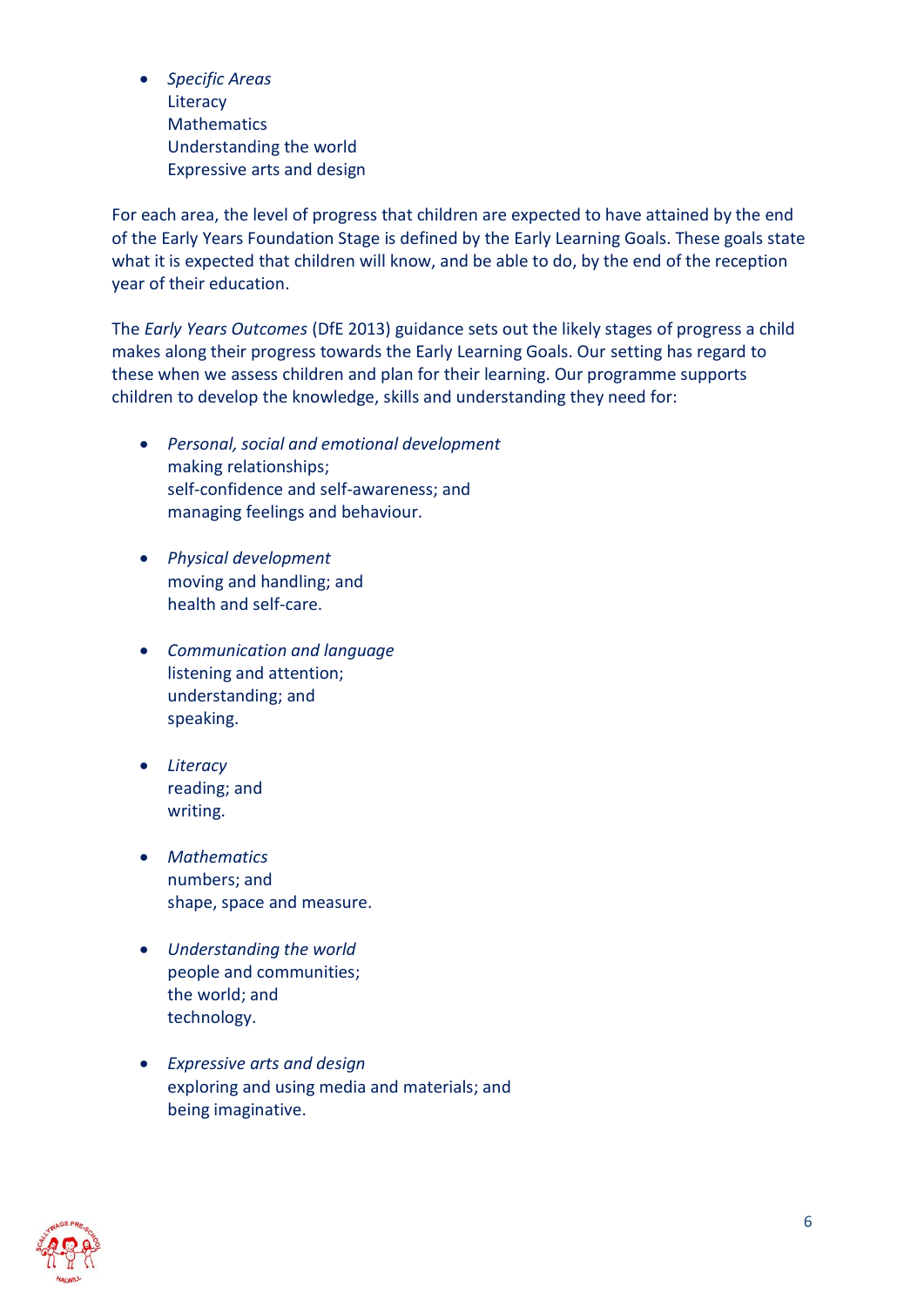- *Specific Areas*
  Literacy
  Mathematics
  Understanding the world
  Expressive arts and design

For each area, the level of progress that children are expected to have attained by the end of the Early Years Foundation Stage is defined by the Early Learning Goals. These goals state what it is expected that children will know, and be able to do, by the end of the reception year of their education.

The *Early Years Outcomes* (DfE 2013) guidance sets out the likely stages of progress a child makes along their progress towards the Early Learning Goals. Our setting has regard to these when we assess children and plan for their learning. Our programme supports children to develop the knowledge, skills and understanding they need for:

- *Personal, social and emotional development*
  making relationships;
  self-confidence and self-awareness; and
  managing feelings and behaviour.

- *Physical development*
  moving and handling; and
  health and self-care.

- *Communication and language*
  listening and attention;
  understanding; and
  speaking.

- *Literacy*
  reading; and
  writing.

- *Mathematics*
  numbers; and
  shape, space and measure.

- *Understanding the world*
  people and communities;
  the world; and
  technology.

- *Expressive arts and design*
  exploring and using media and materials; and
  being imaginative.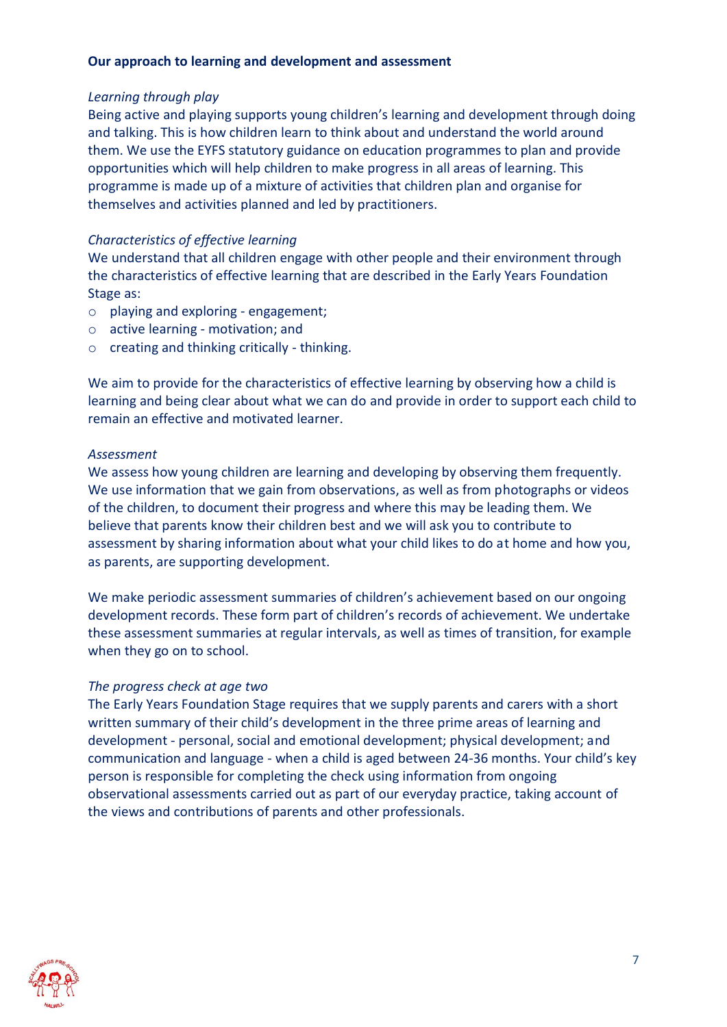**Our approach to learning and development and assessment**

*Learning through play*

Being active and playing supports young children's learning and development through doing and talking. This is how children learn to think about and understand the world around them. We use the EYFS statutory guidance on education programmes to plan and provide opportunities which will help children to make progress in all areas of learning. This programme is made up of a mixture of activities that children plan and organise for themselves and activities planned and led by practitioners.

*Characteristics of effective learning*

We understand that all children engage with other people and their environment through the characteristics of effective learning that are described in the Early Years Foundation Stage as:

- playing and exploring - engagement;
- active learning - motivation; and
- creating and thinking critically - thinking.

We aim to provide for the characteristics of effective learning by observing how a child is learning and being clear about what we can do and provide in order to support each child to remain an effective and motivated learner.

*Assessment*

We assess how young children are learning and developing by observing them frequently. We use information that we gain from observations, as well as from photographs or videos of the children, to document their progress and where this may be leading them. We believe that parents know their children best and we will ask you to contribute to assessment by sharing information about what your child likes to do at home and how you, as parents, are supporting development.

We make periodic assessment summaries of children's achievement based on our ongoing development records. These form part of children's records of achievement. We undertake these assessment summaries at regular intervals, as well as times of transition, for example when they go on to school.

*The progress check at age two*

The Early Years Foundation Stage requires that we supply parents and carers with a short written summary of their child's development in the three prime areas of learning and development - personal, social and emotional development; physical development; and communication and language - when a child is aged between 24-36 months. Your child's key person is responsible for completing the check using information from ongoing observational assessments carried out as part of our everyday practice, taking account of the views and contributions of parents and other professionals.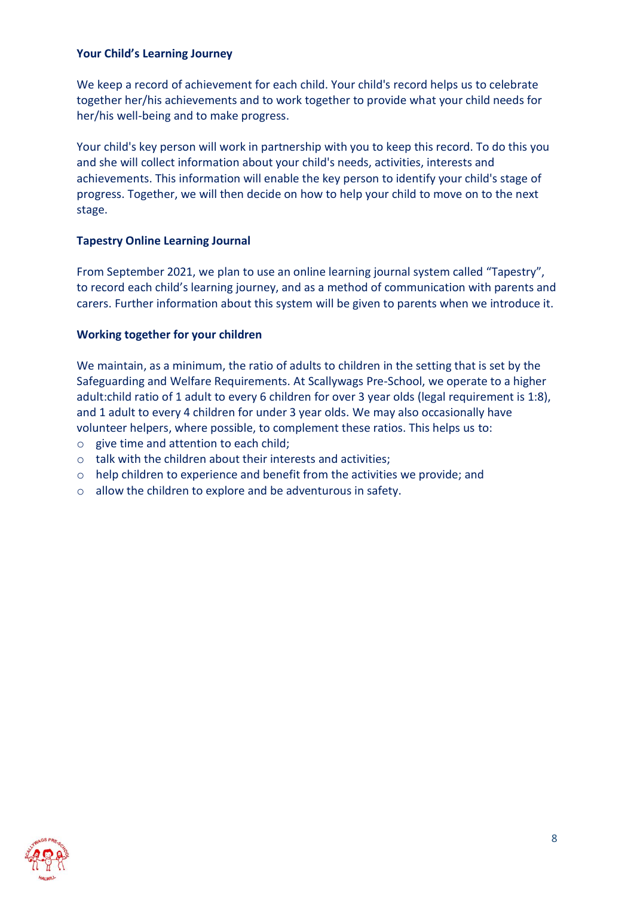### Your Child's Learning Journey

We keep a record of achievement for each child. Your child's record helps us to celebrate together her/his achievements and to work together to provide what your child needs for her/his well-being and to make progress.

Your child's key person will work in partnership with you to keep this record. To do this you and she will collect information about your child's needs, activities, interests and achievements. This information will enable the key person to identify your child's stage of progress. Together, we will then decide on how to help your child to move on to the next stage.

### Tapestry Online Learning Journal

From September 2021, we plan to use an online learning journal system called "Tapestry", to record each child's learning journey, and as a method of communication with parents and carers. Further information about this system will be given to parents when we introduce it.

### Working together for your children

We maintain, as a minimum, the ratio of adults to children in the setting that is set by the Safeguarding and Welfare Requirements. At Scallywags Pre-School, we operate to a higher adult:child ratio of 1 adult to every 6 children for over 3 year olds (legal requirement is 1:8), and 1 adult to every 4 children for under 3 year olds. We may also occasionally have volunteer helpers, where possible, to complement these ratios. This helps us to:

- give time and attention to each child;
- talk with the children about their interests and activities;
- help children to experience and benefit from the activities we provide; and
- allow the children to explore and be adventurous in safety.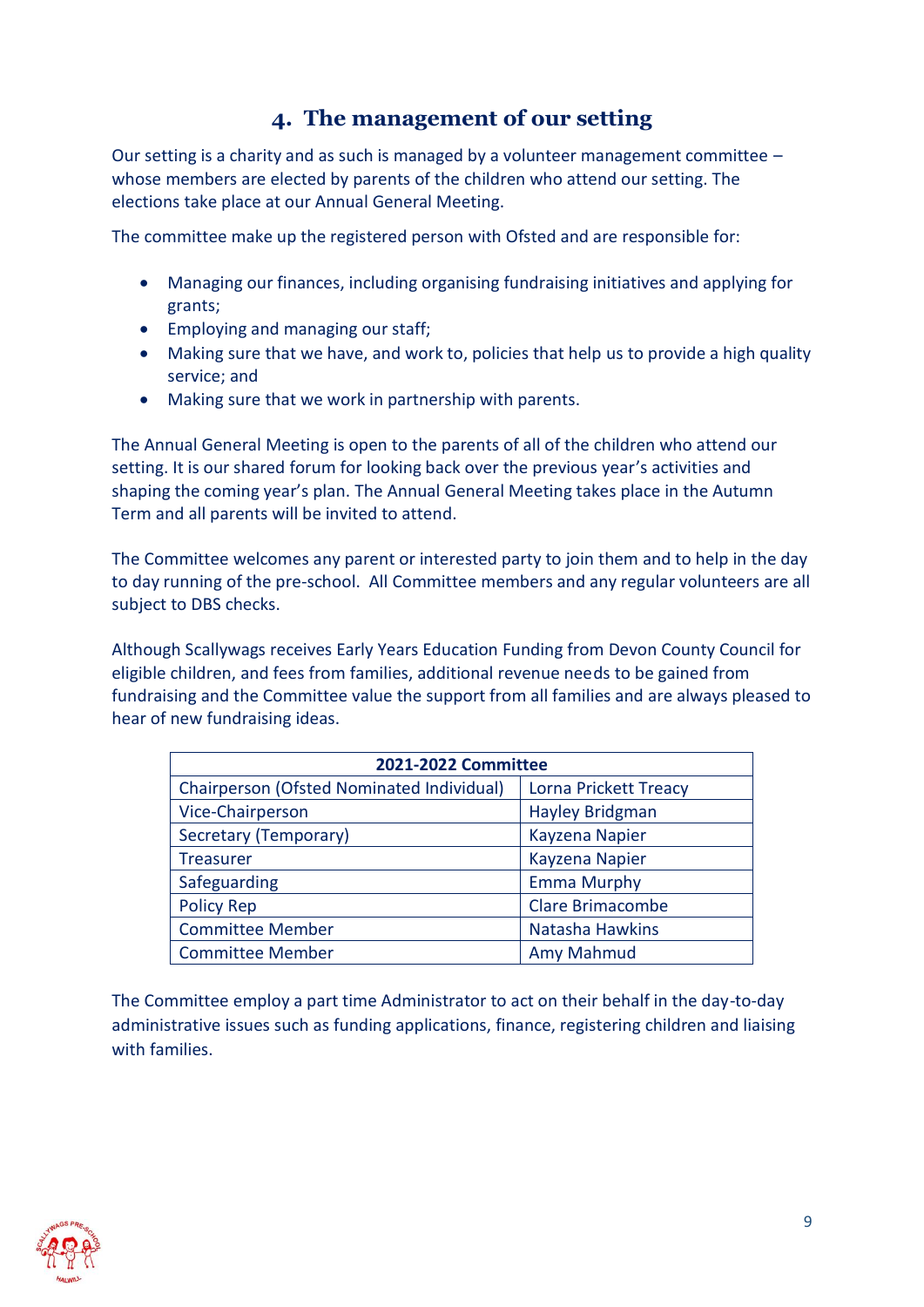## 4. The management of our setting

Our setting is a charity and as such is managed by a volunteer management committee – whose members are elected by parents of the children who attend our setting. The elections take place at our Annual General Meeting.

The committee make up the registered person with Ofsted and are responsible for:

- Managing our finances, including organising fundraising initiatives and applying for grants;
- Employing and managing our staff;
- Making sure that we have, and work to, policies that help us to provide a high quality service; and
- Making sure that we work in partnership with parents.

The Annual General Meeting is open to the parents of all of the children who attend our setting. It is our shared forum for looking back over the previous year's activities and shaping the coming year's plan. The Annual General Meeting takes place in the Autumn Term and all parents will be invited to attend.

The Committee welcomes any parent or interested party to join them and to help in the day to day running of the pre-school. All Committee members and any regular volunteers are all subject to DBS checks.

Although Scallywags receives Early Years Education Funding from Devon County Council for eligible children, and fees from families, additional revenue needs to be gained from fundraising and the Committee value the support from all families and are always pleased to hear of new fundraising ideas.

| **2021-2022 Committee** | |
|---|---|
| Chairperson (Ofsted Nominated Individual) | Lorna Prickett Treacy |
| Vice-Chairperson | Hayley Bridgman |
| Secretary (Temporary) | Kayzena Napier |
| Treasurer | Kayzena Napier |
| Safeguarding | Emma Murphy |
| Policy Rep | Clare Brimacombe |
| Committee Member | Natasha Hawkins |
| Committee Member | Amy Mahmud |

The Committee employ a part time Administrator to act on their behalf in the day-to-day administrative issues such as funding applications, finance, registering children and liaising with families.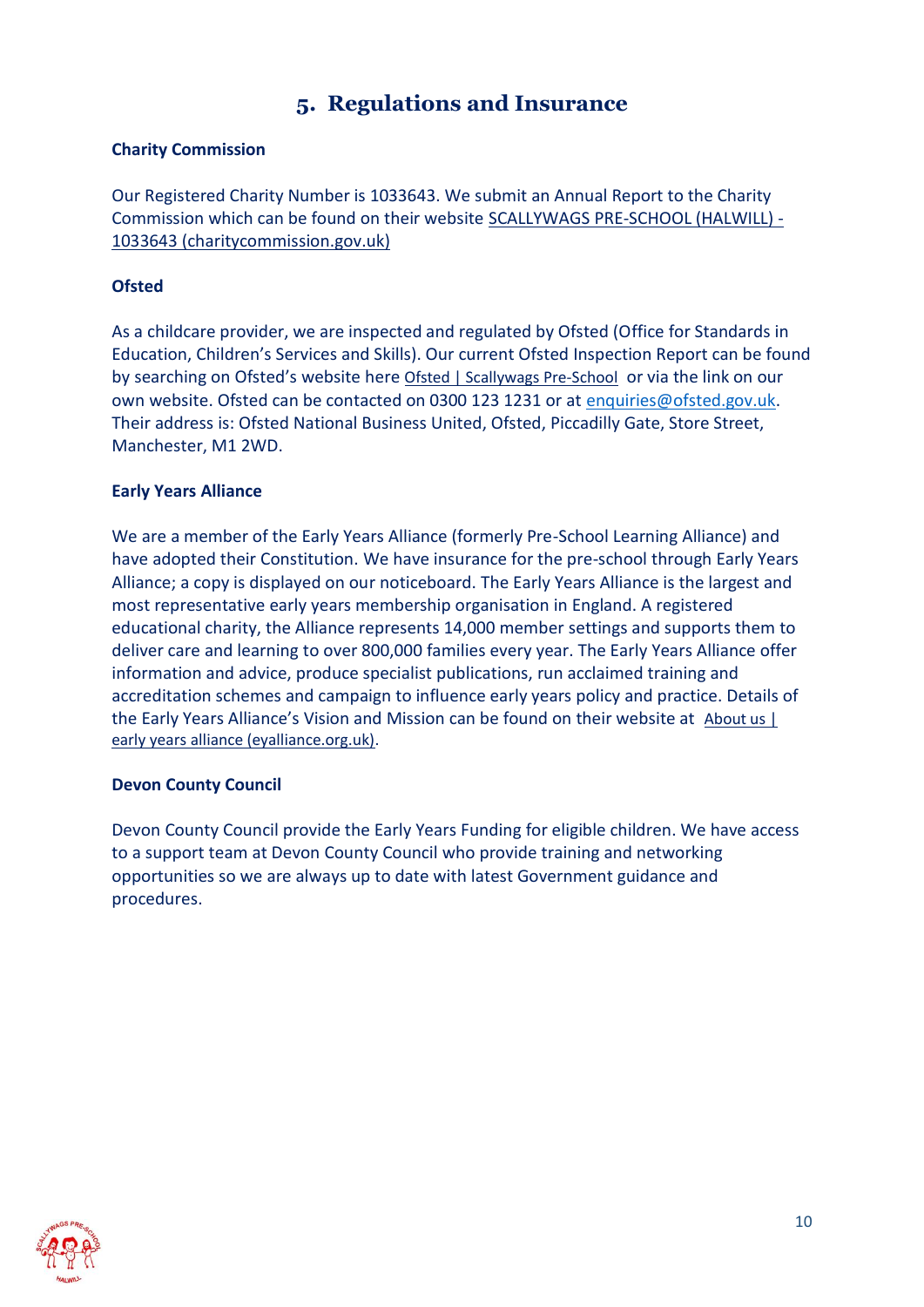# 5. Regulations and Insurance

**Charity Commission**

Our Registered Charity Number is 1033643. We submit an Annual Report to the Charity Commission which can be found on their website SCALLYWAGS PRE-SCHOOL (HALWILL) - 1033643 (charitycommission.gov.uk)

**Ofsted**

As a childcare provider, we are inspected and regulated by Ofsted (Office for Standards in Education, Children's Services and Skills). Our current Ofsted Inspection Report can be found by searching on Ofsted's website here Ofsted | Scallywags Pre-School or via the link on our own website. Ofsted can be contacted on 0300 123 1231 or at enquiries@ofsted.gov.uk. Their address is: Ofsted National Business United, Ofsted, Piccadilly Gate, Store Street, Manchester, M1 2WD.

**Early Years Alliance**

We are a member of the Early Years Alliance (formerly Pre-School Learning Alliance) and have adopted their Constitution. We have insurance for the pre-school through Early Years Alliance; a copy is displayed on our noticeboard. The Early Years Alliance is the largest and most representative early years membership organisation in England. A registered educational charity, the Alliance represents 14,000 member settings and supports them to deliver care and learning to over 800,000 families every year. The Early Years Alliance offer information and advice, produce specialist publications, run acclaimed training and accreditation schemes and campaign to influence early years policy and practice. Details of the Early Years Alliance's Vision and Mission can be found on their website at About us | early years alliance (eyalliance.org.uk).

**Devon County Council**

Devon County Council provide the Early Years Funding for eligible children. We have access to a support team at Devon County Council who provide training and networking opportunities so we are always up to date with latest Government guidance and procedures.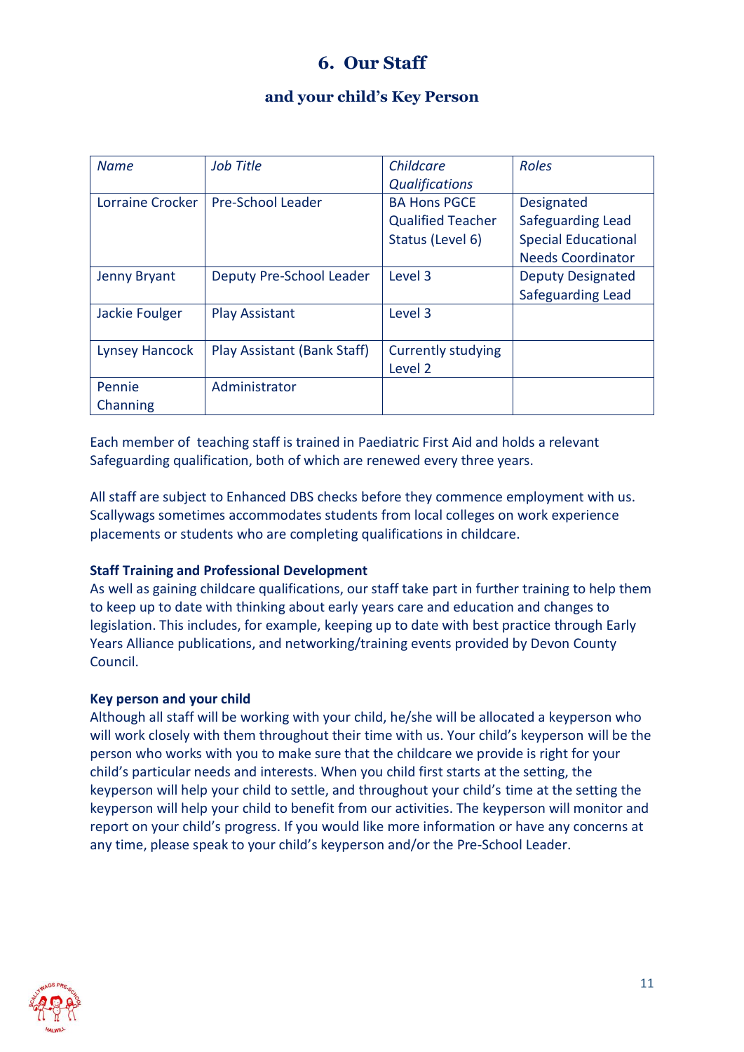# 6. Our Staff

## and your child's Key Person

| *Name* | *Job Title* | *Childcare Qualifications* | *Roles* |
|---|---|---|---|
| Lorraine Crocker | Pre-School Leader | BA Hons PGCE Qualified Teacher Status (Level 6) | Designated Safeguarding Lead Special Educational Needs Coordinator |
| Jenny Bryant | Deputy Pre-School Leader | Level 3 | Deputy Designated Safeguarding Lead |
| Jackie Foulger | Play Assistant | Level 3 | |
| Lynsey Hancock | Play Assistant (Bank Staff) | Currently studying Level 2 | |
| Pennie Channing | Administrator | | |

Each member of teaching staff is trained in Paediatric First Aid and holds a relevant Safeguarding qualification, both of which are renewed every three years.

All staff are subject to Enhanced DBS checks before they commence employment with us. Scallywags sometimes accommodates students from local colleges on work experience placements or students who are completing qualifications in childcare.

**Staff Training and Professional Development**

As well as gaining childcare qualifications, our staff take part in further training to help them to keep up to date with thinking about early years care and education and changes to legislation. This includes, for example, keeping up to date with best practice through Early Years Alliance publications, and networking/training events provided by Devon County Council.

**Key person and your child**

Although all staff will be working with your child, he/she will be allocated a keyperson who will work closely with them throughout their time with us. Your child's keyperson will be the person who works with you to make sure that the childcare we provide is right for your child's particular needs and interests. When you child first starts at the setting, the keyperson will help your child to settle, and throughout your child's time at the setting the keyperson will help your child to benefit from our activities. The keyperson will monitor and report on your child's progress. If you would like more information or have any concerns at any time, please speak to your child's keyperson and/or the Pre-School Leader.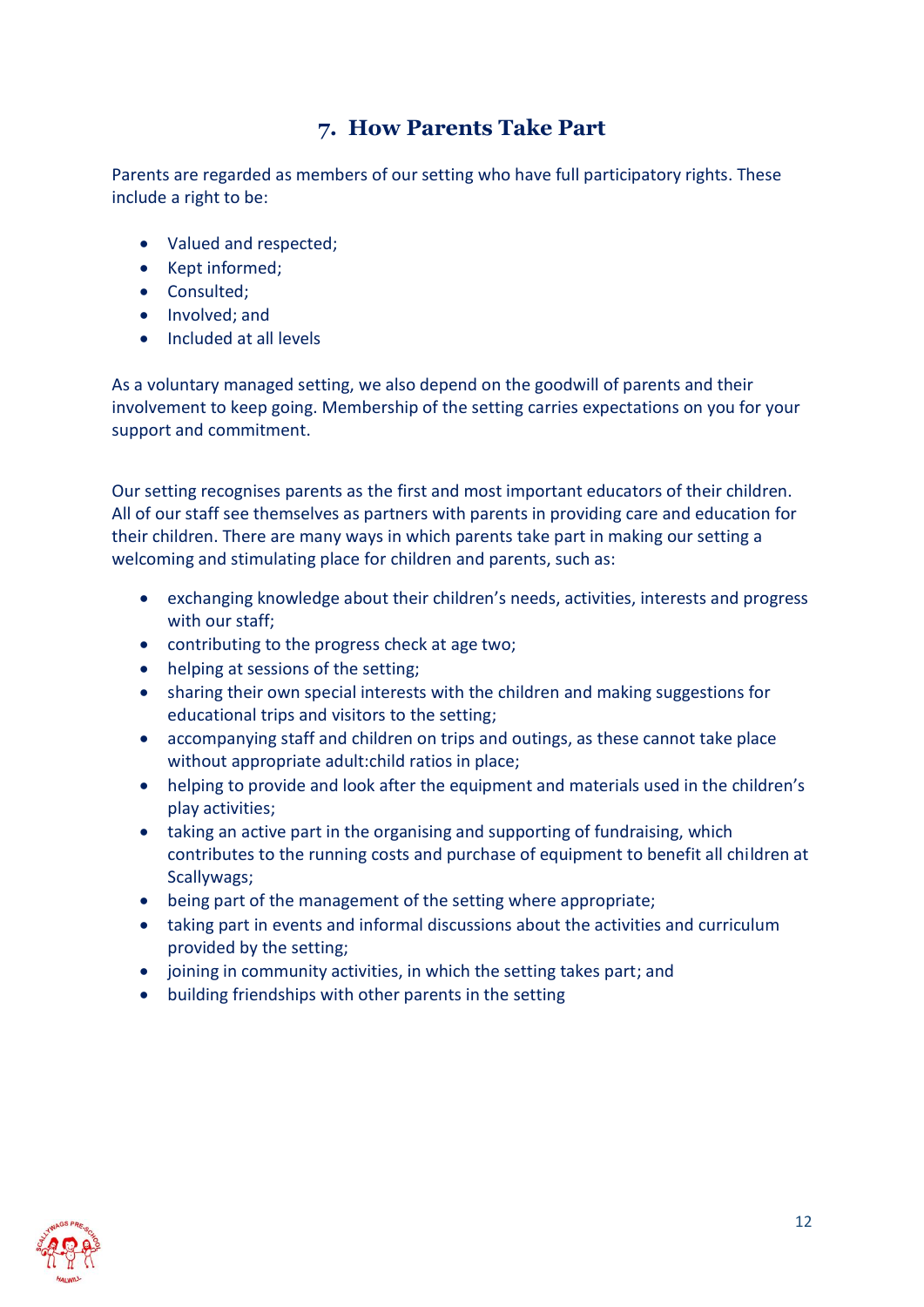## 7. How Parents Take Part

Parents are regarded as members of our setting who have full participatory rights. These include a right to be:

- Valued and respected;
- Kept informed;
- Consulted;
- Involved; and
- Included at all levels

As a voluntary managed setting, we also depend on the goodwill of parents and their involvement to keep going. Membership of the setting carries expectations on you for your support and commitment.

Our setting recognises parents as the first and most important educators of their children. All of our staff see themselves as partners with parents in providing care and education for their children. There are many ways in which parents take part in making our setting a welcoming and stimulating place for children and parents, such as:

- exchanging knowledge about their children's needs, activities, interests and progress with our staff;
- contributing to the progress check at age two;
- helping at sessions of the setting;
- sharing their own special interests with the children and making suggestions for educational trips and visitors to the setting;
- accompanying staff and children on trips and outings, as these cannot take place without appropriate adult:child ratios in place;
- helping to provide and look after the equipment and materials used in the children's play activities;
- taking an active part in the organising and supporting of fundraising, which contributes to the running costs and purchase of equipment to benefit all children at Scallywags;
- being part of the management of the setting where appropriate;
- taking part in events and informal discussions about the activities and curriculum provided by the setting;
- joining in community activities, in which the setting takes part; and
- building friendships with other parents in the setting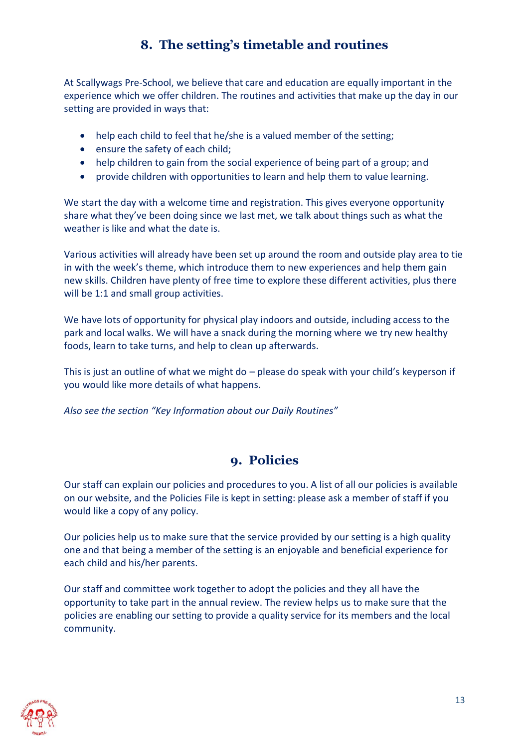## 8. The setting's timetable and routines

At Scallywags Pre-School, we believe that care and education are equally important in the experience which we offer children. The routines and activities that make up the day in our setting are provided in ways that:

- help each child to feel that he/she is a valued member of the setting;
- ensure the safety of each child;
- help children to gain from the social experience of being part of a group; and
- provide children with opportunities to learn and help them to value learning.

We start the day with a welcome time and registration. This gives everyone opportunity share what they've been doing since we last met, we talk about things such as what the weather is like and what the date is.

Various activities will already have been set up around the room and outside play area to tie in with the week's theme, which introduce them to new experiences and help them gain new skills. Children have plenty of free time to explore these different activities, plus there will be 1:1 and small group activities.

We have lots of opportunity for physical play indoors and outside, including access to the park and local walks. We will have a snack during the morning where we try new healthy foods, learn to take turns, and help to clean up afterwards.

This is just an outline of what we might do – please do speak with your child's keyperson if you would like more details of what happens.

*Also see the section "Key Information about our Daily Routines"*

## 9. Policies

Our staff can explain our policies and procedures to you. A list of all our policies is available on our website, and the Policies File is kept in setting: please ask a member of staff if you would like a copy of any policy.

Our policies help us to make sure that the service provided by our setting is a high quality one and that being a member of the setting is an enjoyable and beneficial experience for each child and his/her parents.

Our staff and committee work together to adopt the policies and they all have the opportunity to take part in the annual review. The review helps us to make sure that the policies are enabling our setting to provide a quality service for its members and the local community.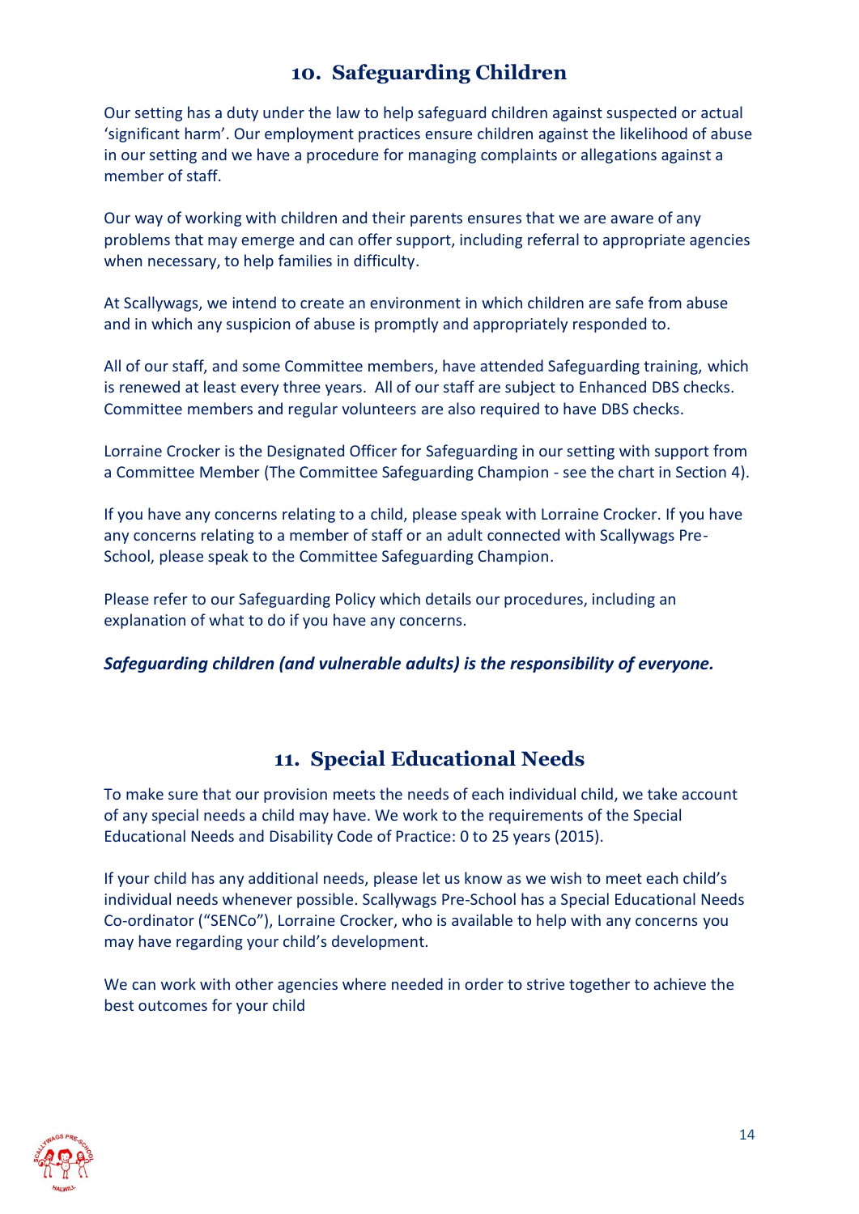## 10. Safeguarding Children

Our setting has a duty under the law to help safeguard children against suspected or actual 'significant harm'. Our employment practices ensure children against the likelihood of abuse in our setting and we have a procedure for managing complaints or allegations against a member of staff.

Our way of working with children and their parents ensures that we are aware of any problems that may emerge and can offer support, including referral to appropriate agencies when necessary, to help families in difficulty.

At Scallywags, we intend to create an environment in which children are safe from abuse and in which any suspicion of abuse is promptly and appropriately responded to.

All of our staff, and some Committee members, have attended Safeguarding training, which is renewed at least every three years. All of our staff are subject to Enhanced DBS checks. Committee members and regular volunteers are also required to have DBS checks.

Lorraine Crocker is the Designated Officer for Safeguarding in our setting with support from a Committee Member (The Committee Safeguarding Champion - see the chart in Section 4).

If you have any concerns relating to a child, please speak with Lorraine Crocker. If you have any concerns relating to a member of staff or an adult connected with Scallywags Pre-School, please speak to the Committee Safeguarding Champion.

Please refer to our Safeguarding Policy which details our procedures, including an explanation of what to do if you have any concerns.

***Safeguarding children (and vulnerable adults) is the responsibility of everyone.***

## 11. Special Educational Needs

To make sure that our provision meets the needs of each individual child, we take account of any special needs a child may have. We work to the requirements of the Special Educational Needs and Disability Code of Practice: 0 to 25 years (2015).

If your child has any additional needs, please let us know as we wish to meet each child's individual needs whenever possible. Scallywags Pre-School has a Special Educational Needs Co-ordinator ("SENCo"), Lorraine Crocker, who is available to help with any concerns you may have regarding your child's development.

We can work with other agencies where needed in order to strive together to achieve the best outcomes for your child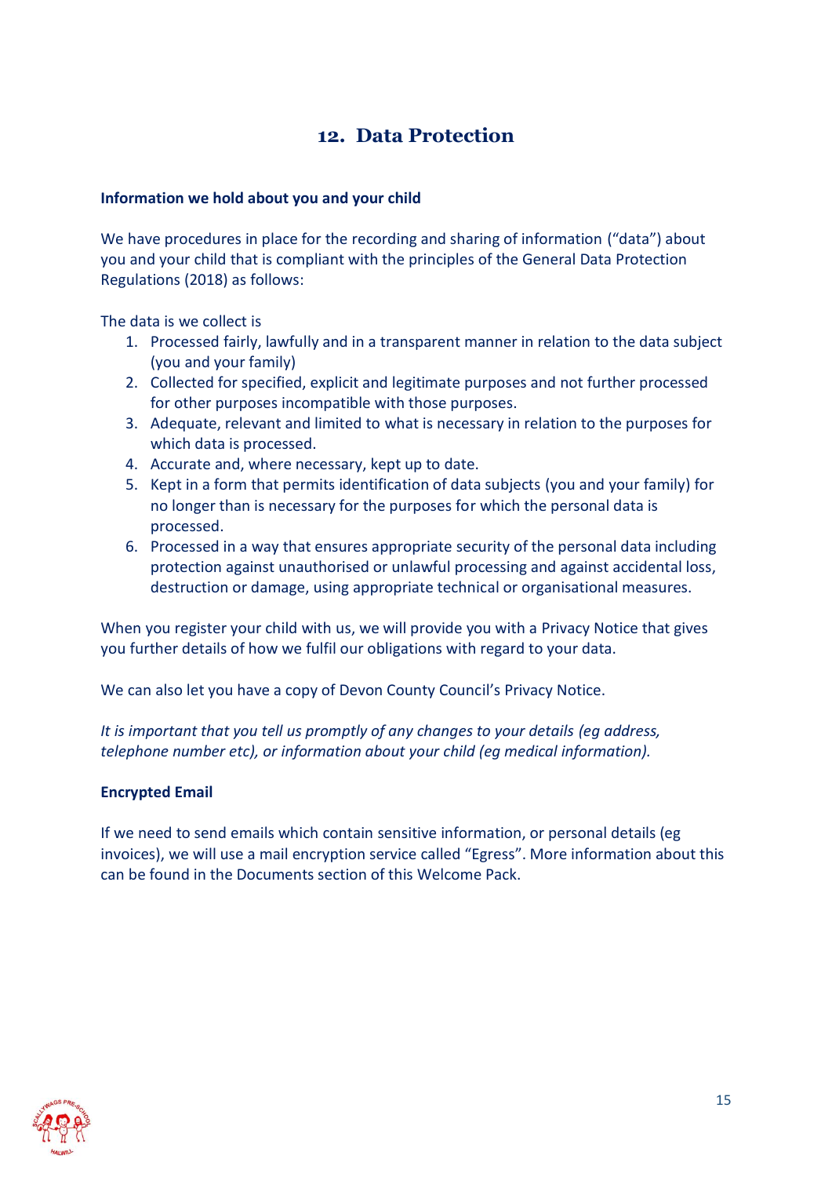## 12. Data Protection

**Information we hold about you and your child**

We have procedures in place for the recording and sharing of information ("data") about you and your child that is compliant with the principles of the General Data Protection Regulations (2018) as follows:

The data is we collect is

1. Processed fairly, lawfully and in a transparent manner in relation to the data subject (you and your family)
2. Collected for specified, explicit and legitimate purposes and not further processed for other purposes incompatible with those purposes.
3. Adequate, relevant and limited to what is necessary in relation to the purposes for which data is processed.
4. Accurate and, where necessary, kept up to date.
5. Kept in a form that permits identification of data subjects (you and your family) for no longer than is necessary for the purposes for which the personal data is processed.
6. Processed in a way that ensures appropriate security of the personal data including protection against unauthorised or unlawful processing and against accidental loss, destruction or damage, using appropriate technical or organisational measures.

When you register your child with us, we will provide you with a Privacy Notice that gives you further details of how we fulfil our obligations with regard to your data.

We can also let you have a copy of Devon County Council's Privacy Notice.

*It is important that you tell us promptly of any changes to your details (eg address, telephone number etc), or information about your child (eg medical information).*

**Encrypted Email**

If we need to send emails which contain sensitive information, or personal details (eg invoices), we will use a mail encryption service called "Egress". More information about this can be found in the Documents section of this Welcome Pack.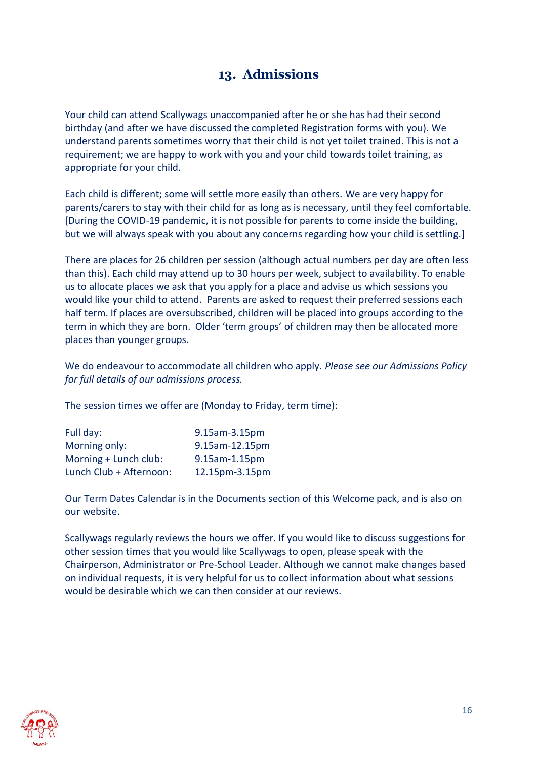## 13. Admissions

Your child can attend Scallywags unaccompanied after he or she has had their second birthday (and after we have discussed the completed Registration forms with you). We understand parents sometimes worry that their child is not yet toilet trained. This is not a requirement; we are happy to work with you and your child towards toilet training, as appropriate for your child.

Each child is different; some will settle more easily than others. We are very happy for parents/carers to stay with their child for as long as is necessary, until they feel comfortable. [During the COVID-19 pandemic, it is not possible for parents to come inside the building, but we will always speak with you about any concerns regarding how your child is settling.]

There are places for 26 children per session (although actual numbers per day are often less than this). Each child may attend up to 30 hours per week, subject to availability. To enable us to allocate places we ask that you apply for a place and advise us which sessions you would like your child to attend. Parents are asked to request their preferred sessions each half term. If places are oversubscribed, children will be placed into groups according to the term in which they are born. Older 'term groups' of children may then be allocated more places than younger groups.

We do endeavour to accommodate all children who apply. *Please see our Admissions Policy for full details of our admissions process.*

The session times we offer are (Monday to Friday, term time):

| | |
|---|---|
| Full day: | 9.15am-3.15pm |
| Morning only: | 9.15am-12.15pm |
| Morning + Lunch club: | 9.15am-1.15pm |
| Lunch Club + Afternoon: | 12.15pm-3.15pm |

Our Term Dates Calendar is in the Documents section of this Welcome pack, and is also on our website.

Scallywags regularly reviews the hours we offer. If you would like to discuss suggestions for other session times that you would like Scallywags to open, please speak with the Chairperson, Administrator or Pre-School Leader. Although we cannot make changes based on individual requests, it is very helpful for us to collect information about what sessions would be desirable which we can then consider at our reviews.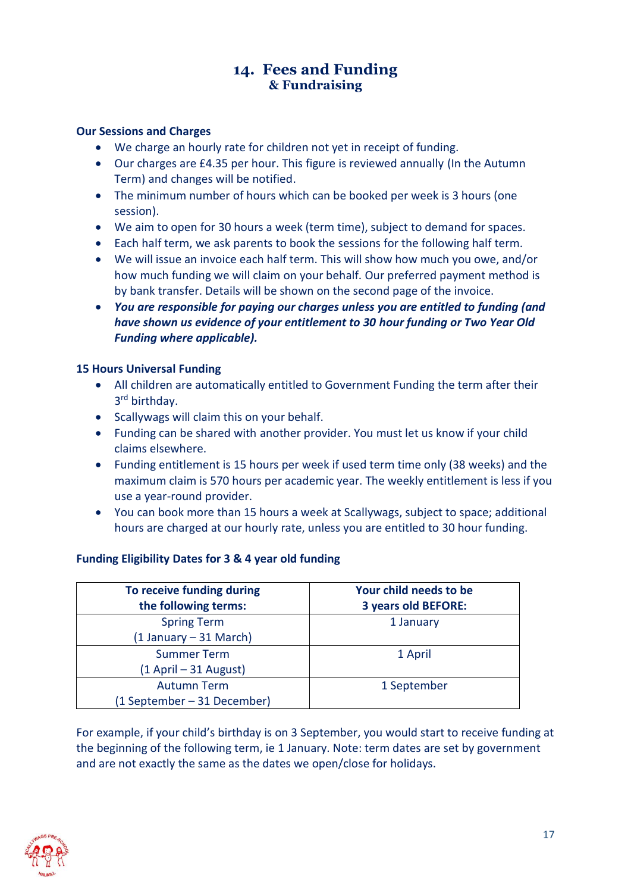# 14. Fees and Funding
## & Fundraising

**Our Sessions and Charges**

- We charge an hourly rate for children not yet in receipt of funding.
- Our charges are £4.35 per hour. This figure is reviewed annually (In the Autumn Term) and changes will be notified.
- The minimum number of hours which can be booked per week is 3 hours (one session).
- We aim to open for 30 hours a week (term time), subject to demand for spaces.
- Each half term, we ask parents to book the sessions for the following half term.
- We will issue an invoice each half term. This will show how much you owe, and/or how much funding we will claim on your behalf. Our preferred payment method is by bank transfer. Details will be shown on the second page of the invoice.
- ***You are responsible for paying our charges unless you are entitled to funding (and have shown us evidence of your entitlement to 30 hour funding or Two Year Old Funding where applicable).***

**15 Hours Universal Funding**

- All children are automatically entitled to Government Funding the term after their 3rd birthday.
- Scallywags will claim this on your behalf.
- Funding can be shared with another provider. You must let us know if your child claims elsewhere.
- Funding entitlement is 15 hours per week if used term time only (38 weeks) and the maximum claim is 570 hours per academic year. The weekly entitlement is less if you use a year-round provider.
- You can book more than 15 hours a week at Scallywags, subject to space; additional hours are charged at our hourly rate, unless you are entitled to 30 hour funding.

**Funding Eligibility Dates for 3 & 4 year old funding**

| To receive funding during the following terms: | Your child needs to be 3 years old BEFORE: |
|---|---|
| Spring Term (1 January – 31 March) | 1 January |
| Summer Term (1 April – 31 August) | 1 April |
| Autumn Term (1 September – 31 December) | 1 September |

For example, if your child's birthday is on 3 September, you would start to receive funding at the beginning of the following term, ie 1 January. Note: term dates are set by government and are not exactly the same as the dates we open/close for holidays.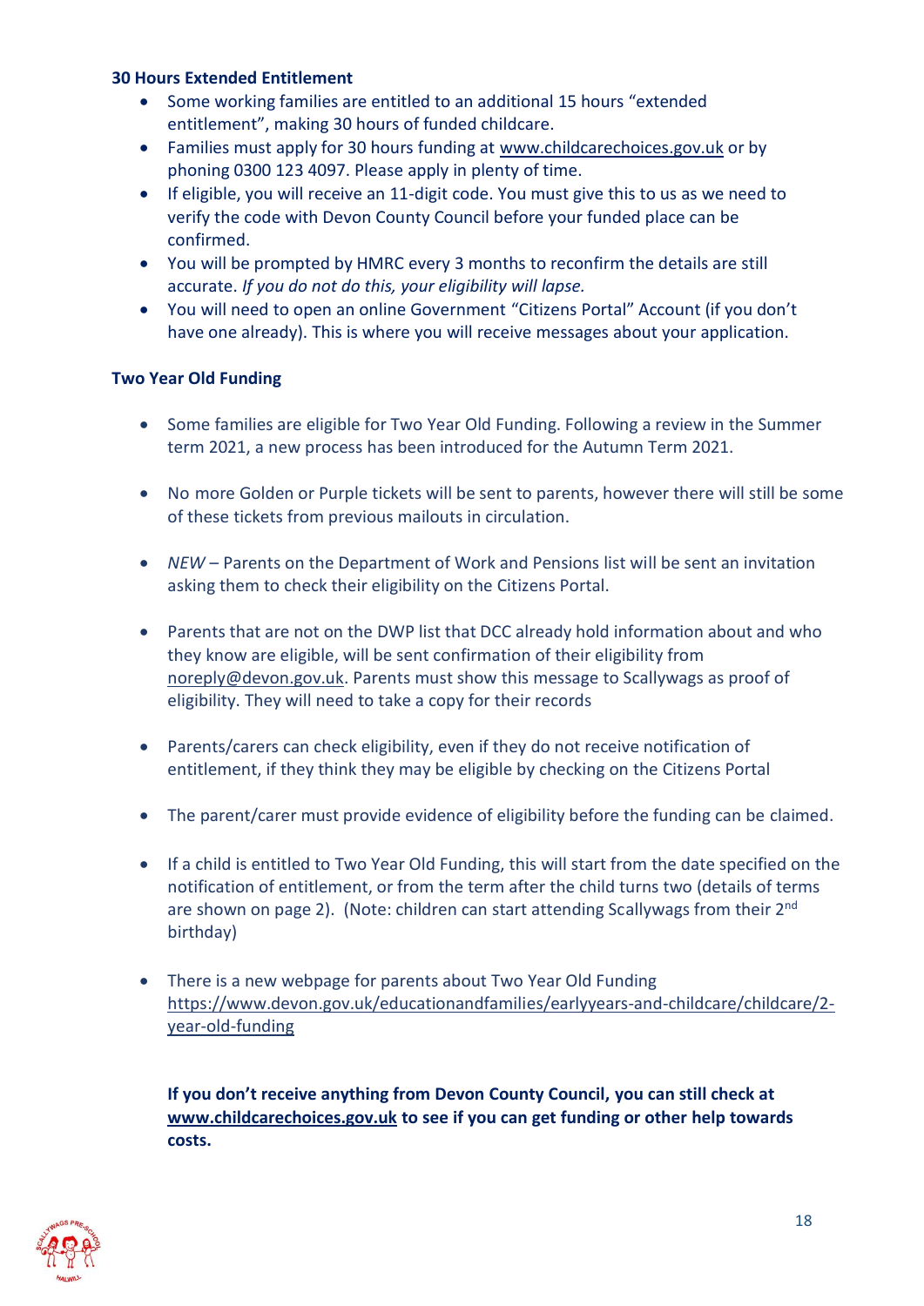**30 Hours Extended Entitlement**

- Some working families are entitled to an additional 15 hours “extended entitlement”, making 30 hours of funded childcare.
- Families must apply for 30 hours funding at www.childcarechoices.gov.uk or by phoning 0300 123 4097. Please apply in plenty of time.
- If eligible, you will receive an 11-digit code. You must give this to us as we need to verify the code with Devon County Council before your funded place can be confirmed.
- You will be prompted by HMRC every 3 months to reconfirm the details are still accurate. *If you do not do this, your eligibility will lapse.*
- You will need to open an online Government “Citizens Portal” Account (if you don’t have one already). This is where you will receive messages about your application.

**Two Year Old Funding**

- Some families are eligible for Two Year Old Funding. Following a review in the Summer term 2021, a new process has been introduced for the Autumn Term 2021.
- No more Golden or Purple tickets will be sent to parents, however there will still be some of these tickets from previous mailouts in circulation.
- *NEW* – Parents on the Department of Work and Pensions list will be sent an invitation asking them to check their eligibility on the Citizens Portal.
- Parents that are not on the DWP list that DCC already hold information about and who they know are eligible, will be sent confirmation of their eligibility from noreply@devon.gov.uk. Parents must show this message to Scallywags as proof of eligibility. They will need to take a copy for their records
- Parents/carers can check eligibility, even if they do not receive notification of entitlement, if they think they may be eligible by checking on the Citizens Portal
- The parent/carer must provide evidence of eligibility before the funding can be claimed.
- If a child is entitled to Two Year Old Funding, this will start from the date specified on the notification of entitlement, or from the term after the child turns two (details of terms are shown on page 2). (Note: children can start attending Scallywags from their 2nd birthday)
- There is a new webpage for parents about Two Year Old Funding https://www.devon.gov.uk/educationandfamilies/earlyyears-and-childcare/childcare/2-year-old-funding

**If you don’t receive anything from Devon County Council, you can still check at www.childcarechoices.gov.uk to see if you can get funding or other help towards costs.**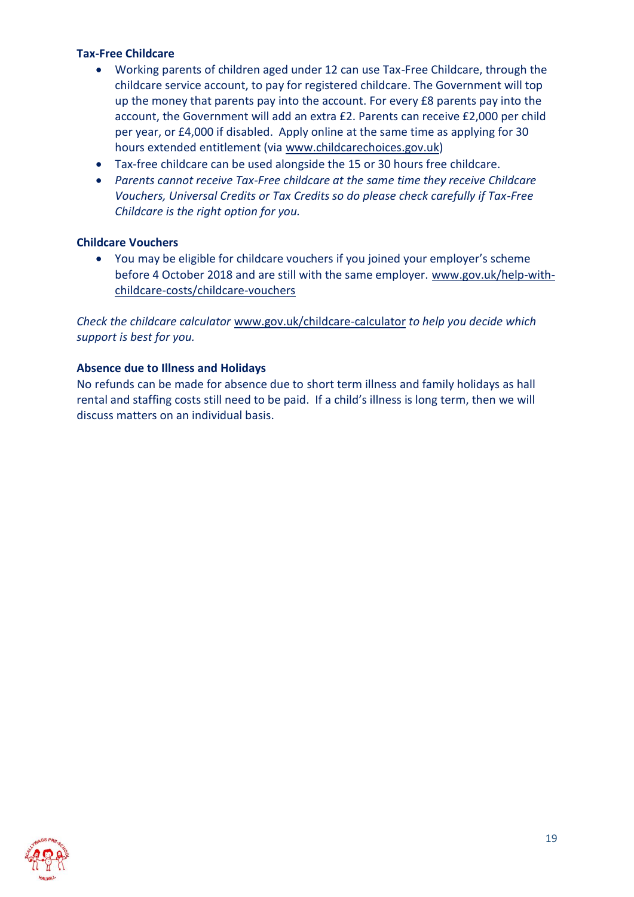**Tax-Free Childcare**

- Working parents of children aged under 12 can use Tax-Free Childcare, through the childcare service account, to pay for registered childcare. The Government will top up the money that parents pay into the account. For every £8 parents pay into the account, the Government will add an extra £2. Parents can receive £2,000 per child per year, or £4,000 if disabled. Apply online at the same time as applying for 30 hours extended entitlement (via www.childcarechoices.gov.uk)
- Tax-free childcare can be used alongside the 15 or 30 hours free childcare.
- *Parents cannot receive Tax-Free childcare at the same time they receive Childcare Vouchers, Universal Credits or Tax Credits so do please check carefully if Tax-Free Childcare is the right option for you.*

**Childcare Vouchers**

- You may be eligible for childcare vouchers if you joined your employer's scheme before 4 October 2018 and are still with the same employer. www.gov.uk/help-with-childcare-costs/childcare-vouchers

*Check the childcare calculator* www.gov.uk/childcare-calculator *to help you decide which support is best for you.*

**Absence due to Illness and Holidays**

No refunds can be made for absence due to short term illness and family holidays as hall rental and staffing costs still need to be paid. If a child's illness is long term, then we will discuss matters on an individual basis.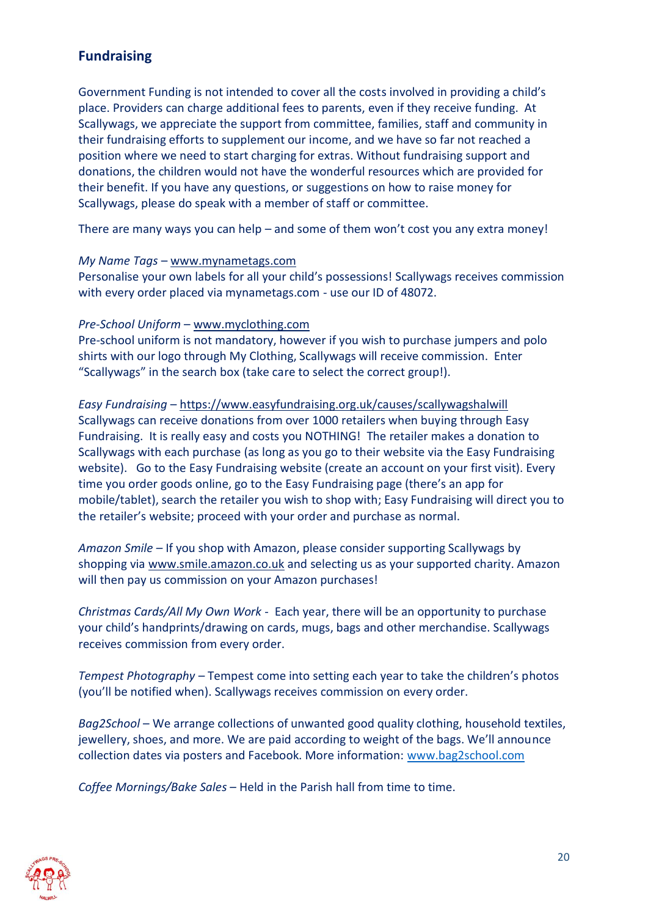## Fundraising

Government Funding is not intended to cover all the costs involved in providing a child's place. Providers can charge additional fees to parents, even if they receive funding. At Scallywags, we appreciate the support from committee, families, staff and community in their fundraising efforts to supplement our income, and we have so far not reached a position where we need to start charging for extras. Without fundraising support and donations, the children would not have the wonderful resources which are provided for their benefit. If you have any questions, or suggestions on how to raise money for Scallywags, please do speak with a member of staff or committee.

There are many ways you can help – and some of them won't cost you any extra money!

*My Name Tags* – www.mynametags.com
Personalise your own labels for all your child's possessions! Scallywags receives commission with every order placed via mynametags.com - use our ID of 48072.

*Pre-School Uniform* – www.myclothing.com
Pre-school uniform is not mandatory, however if you wish to purchase jumpers and polo shirts with our logo through My Clothing, Scallywags will receive commission. Enter "Scallywags" in the search box (take care to select the correct group!).

*Easy Fundraising* – https://www.easyfundraising.org.uk/causes/scallywagshalwill
Scallywags can receive donations from over 1000 retailers when buying through Easy Fundraising. It is really easy and costs you NOTHING! The retailer makes a donation to Scallywags with each purchase (as long as you go to their website via the Easy Fundraising website). Go to the Easy Fundraising website (create an account on your first visit). Every time you order goods online, go to the Easy Fundraising page (there's an app for mobile/tablet), search the retailer you wish to shop with; Easy Fundraising will direct you to the retailer's website; proceed with your order and purchase as normal.

*Amazon Smile* – If you shop with Amazon, please consider supporting Scallywags by shopping via www.smile.amazon.co.uk and selecting us as your supported charity. Amazon will then pay us commission on your Amazon purchases!

*Christmas Cards/All My Own Work* - Each year, there will be an opportunity to purchase your child's handprints/drawing on cards, mugs, bags and other merchandise. Scallywags receives commission from every order.

*Tempest Photography* – Tempest come into setting each year to take the children's photos (you'll be notified when). Scallywags receives commission on every order.

*Bag2School* – We arrange collections of unwanted good quality clothing, household textiles, jewellery, shoes, and more. We are paid according to weight of the bags. We'll announce collection dates via posters and Facebook. More information: www.bag2school.com

*Coffee Mornings/Bake Sales* – Held in the Parish hall from time to time.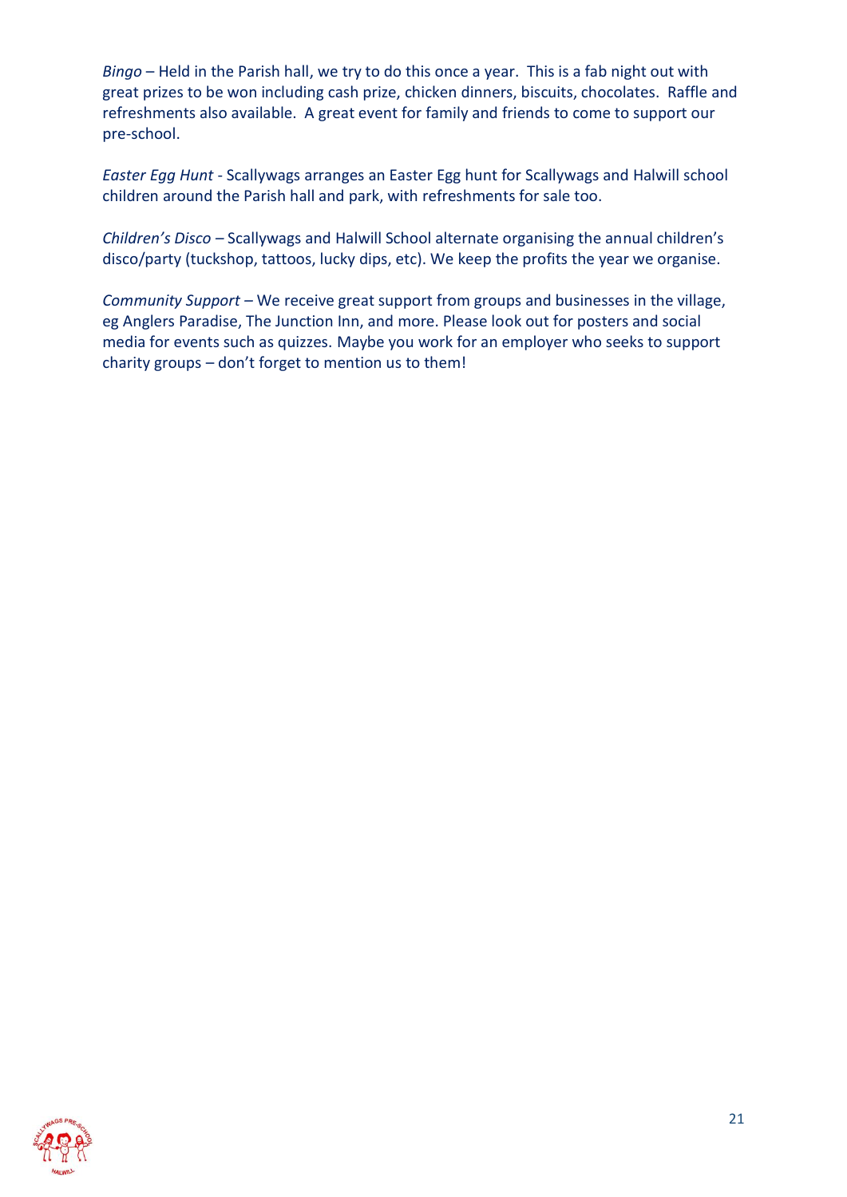*Bingo* – Held in the Parish hall, we try to do this once a year. This is a fab night out with great prizes to be won including cash prize, chicken dinners, biscuits, chocolates. Raffle and refreshments also available. A great event for family and friends to come to support our pre-school.

*Easter Egg Hunt* - Scallywags arranges an Easter Egg hunt for Scallywags and Halwill school children around the Parish hall and park, with refreshments for sale too.

*Children's Disco* – Scallywags and Halwill School alternate organising the annual children's disco/party (tuckshop, tattoos, lucky dips, etc). We keep the profits the year we organise.

*Community Support* – We receive great support from groups and businesses in the village, eg Anglers Paradise, The Junction Inn, and more. Please look out for posters and social media for events such as quizzes. Maybe you work for an employer who seeks to support charity groups – don't forget to mention us to them!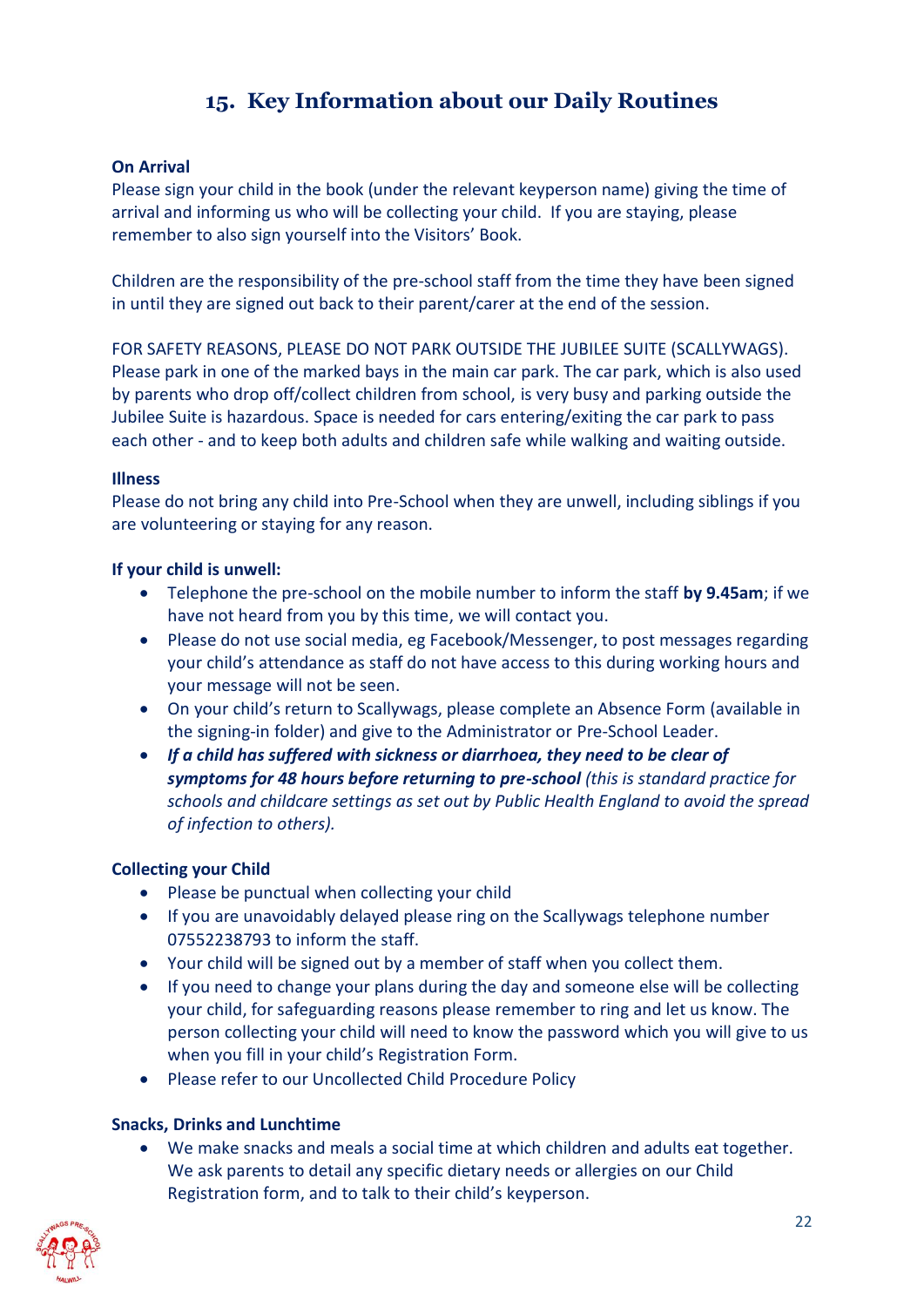## 15. Key Information about our Daily Routines

**On Arrival**

Please sign your child in the book (under the relevant keyperson name) giving the time of arrival and informing us who will be collecting your child. If you are staying, please remember to also sign yourself into the Visitors' Book.

Children are the responsibility of the pre-school staff from the time they have been signed in until they are signed out back to their parent/carer at the end of the session.

FOR SAFETY REASONS, PLEASE DO NOT PARK OUTSIDE THE JUBILEE SUITE (SCALLYWAGS). Please park in one of the marked bays in the main car park. The car park, which is also used by parents who drop off/collect children from school, is very busy and parking outside the Jubilee Suite is hazardous. Space is needed for cars entering/exiting the car park to pass each other - and to keep both adults and children safe while walking and waiting outside.

**Illness**

Please do not bring any child into Pre-School when they are unwell, including siblings if you are volunteering or staying for any reason.

**If your child is unwell:**

- Telephone the pre-school on the mobile number to inform the staff **by 9.45am**; if we have not heard from you by this time, we will contact you.
- Please do not use social media, eg Facebook/Messenger, to post messages regarding your child's attendance as staff do not have access to this during working hours and your message will not be seen.
- On your child's return to Scallywags, please complete an Absence Form (available in the signing-in folder) and give to the Administrator or Pre-School Leader.
- ***If a child has suffered with sickness or diarrhoea, they need to be clear of symptoms for 48 hours before returning to pre-school*** *(this is standard practice for schools and childcare settings as set out by Public Health England to avoid the spread of infection to others).*

**Collecting your Child**

- Please be punctual when collecting your child
- If you are unavoidably delayed please ring on the Scallywags telephone number 07552238793 to inform the staff.
- Your child will be signed out by a member of staff when you collect them.
- If you need to change your plans during the day and someone else will be collecting your child, for safeguarding reasons please remember to ring and let us know. The person collecting your child will need to know the password which you will give to us when you fill in your child's Registration Form.
- Please refer to our Uncollected Child Procedure Policy

**Snacks, Drinks and Lunchtime**

- We make snacks and meals a social time at which children and adults eat together. We ask parents to detail any specific dietary needs or allergies on our Child Registration form, and to talk to their child's keyperson.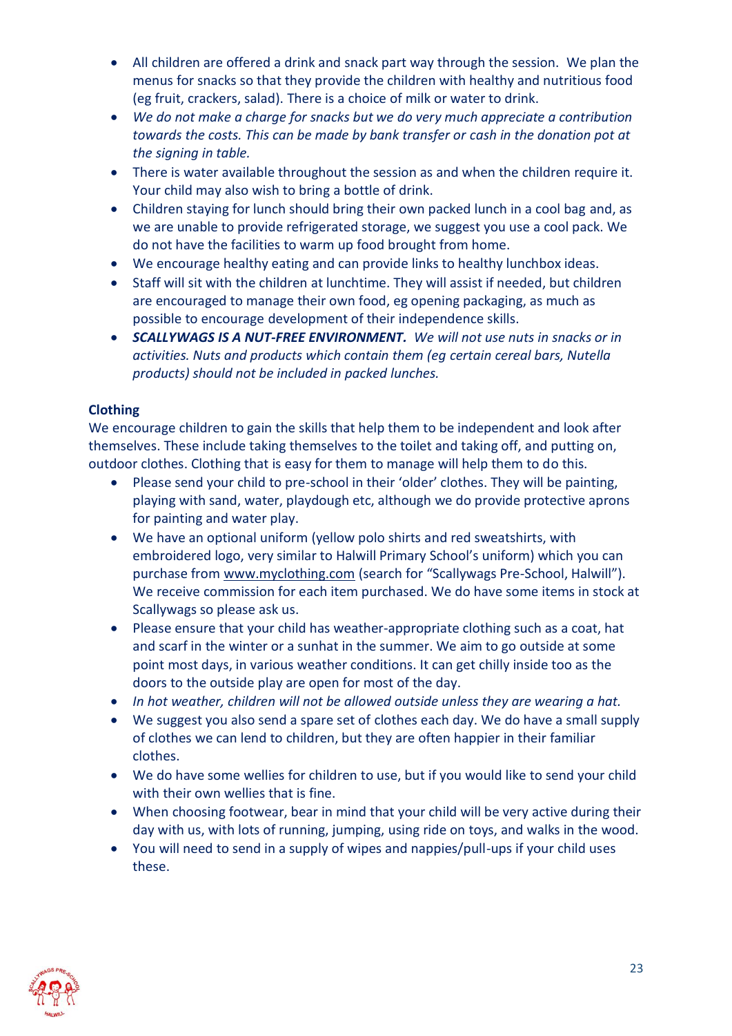- All children are offered a drink and snack part way through the session. We plan the menus for snacks so that they provide the children with healthy and nutritious food (eg fruit, crackers, salad). There is a choice of milk or water to drink.
- *We do not make a charge for snacks but we do very much appreciate a contribution towards the costs. This can be made by bank transfer or cash in the donation pot at the signing in table.*
- There is water available throughout the session as and when the children require it. Your child may also wish to bring a bottle of drink.
- Children staying for lunch should bring their own packed lunch in a cool bag and, as we are unable to provide refrigerated storage, we suggest you use a cool pack. We do not have the facilities to warm up food brought from home.
- We encourage healthy eating and can provide links to healthy lunchbox ideas.
- Staff will sit with the children at lunchtime. They will assist if needed, but children are encouraged to manage their own food, eg opening packaging, as much as possible to encourage development of their independence skills.
- ***SCALLYWAGS IS A NUT-FREE ENVIRONMENT.*** *We will not use nuts in snacks or in activities. Nuts and products which contain them (eg certain cereal bars, Nutella products) should not be included in packed lunches.*

**Clothing**

We encourage children to gain the skills that help them to be independent and look after themselves. These include taking themselves to the toilet and taking off, and putting on, outdoor clothes. Clothing that is easy for them to manage will help them to do this.

- Please send your child to pre-school in their 'older' clothes. They will be painting, playing with sand, water, playdough etc, although we do provide protective aprons for painting and water play.
- We have an optional uniform (yellow polo shirts and red sweatshirts, with embroidered logo, very similar to Halwill Primary School's uniform) which you can purchase from www.myclothing.com (search for "Scallywags Pre-School, Halwill"). We receive commission for each item purchased. We do have some items in stock at Scallywags so please ask us.
- Please ensure that your child has weather-appropriate clothing such as a coat, hat and scarf in the winter or a sunhat in the summer. We aim to go outside at some point most days, in various weather conditions. It can get chilly inside too as the doors to the outside play are open for most of the day.
- *In hot weather, children will not be allowed outside unless they are wearing a hat.*
- We suggest you also send a spare set of clothes each day. We do have a small supply of clothes we can lend to children, but they are often happier in their familiar clothes.
- We do have some wellies for children to use, but if you would like to send your child with their own wellies that is fine.
- When choosing footwear, bear in mind that your child will be very active during their day with us, with lots of running, jumping, using ride on toys, and walks in the wood.
- You will need to send in a supply of wipes and nappies/pull-ups if your child uses these.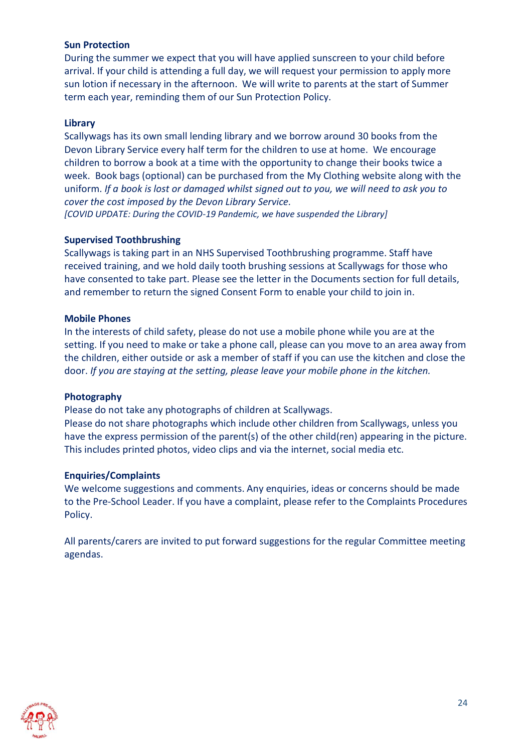**Sun Protection**
During the summer we expect that you will have applied sunscreen to your child before arrival. If your child is attending a full day, we will request your permission to apply more sun lotion if necessary in the afternoon. We will write to parents at the start of Summer term each year, reminding them of our Sun Protection Policy.

**Library**
Scallywags has its own small lending library and we borrow around 30 books from the Devon Library Service every half term for the children to use at home. We encourage children to borrow a book at a time with the opportunity to change their books twice a week. Book bags (optional) can be purchased from the My Clothing website along with the uniform. *If a book is lost or damaged whilst signed out to you, we will need to ask you to cover the cost imposed by the Devon Library Service.*
*[COVID UPDATE: During the COVID-19 Pandemic, we have suspended the Library]*

**Supervised Toothbrushing**
Scallywags is taking part in an NHS Supervised Toothbrushing programme. Staff have received training, and we hold daily tooth brushing sessions at Scallywags for those who have consented to take part. Please see the letter in the Documents section for full details, and remember to return the signed Consent Form to enable your child to join in.

**Mobile Phones**
In the interests of child safety, please do not use a mobile phone while you are at the setting. If you need to make or take a phone call, please can you move to an area away from the children, either outside or ask a member of staff if you can use the kitchen and close the door. *If you are staying at the setting, please leave your mobile phone in the kitchen.*

**Photography**
Please do not take any photographs of children at Scallywags.
Please do not share photographs which include other children from Scallywags, unless you have the express permission of the parent(s) of the other child(ren) appearing in the picture. This includes printed photos, video clips and via the internet, social media etc.

**Enquiries/Complaints**
We welcome suggestions and comments. Any enquiries, ideas or concerns should be made to the Pre-School Leader. If you have a complaint, please refer to the Complaints Procedures Policy.

All parents/carers are invited to put forward suggestions for the regular Committee meeting agendas.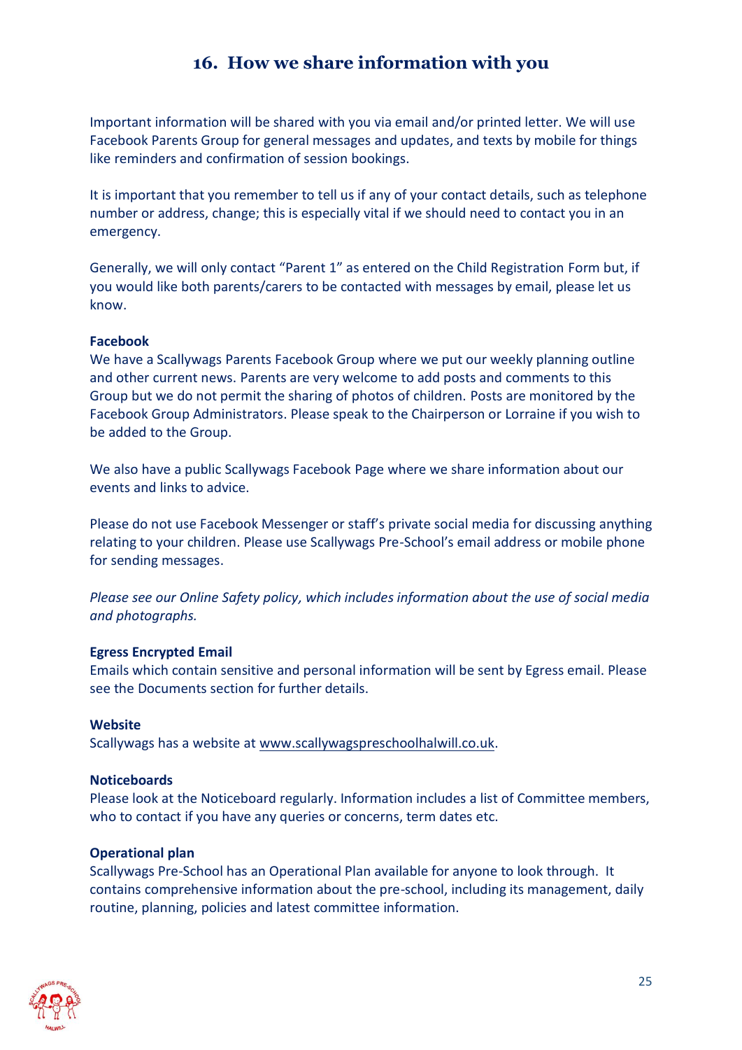## 16. How we share information with you

Important information will be shared with you via email and/or printed letter. We will use Facebook Parents Group for general messages and updates, and texts by mobile for things like reminders and confirmation of session bookings.

It is important that you remember to tell us if any of your contact details, such as telephone number or address, change; this is especially vital if we should need to contact you in an emergency.

Generally, we will only contact "Parent 1" as entered on the Child Registration Form but, if you would like both parents/carers to be contacted with messages by email, please let us know.

**Facebook**

We have a Scallywags Parents Facebook Group where we put our weekly planning outline and other current news. Parents are very welcome to add posts and comments to this Group but we do not permit the sharing of photos of children. Posts are monitored by the Facebook Group Administrators. Please speak to the Chairperson or Lorraine if you wish to be added to the Group.

We also have a public Scallywags Facebook Page where we share information about our events and links to advice.

Please do not use Facebook Messenger or staff's private social media for discussing anything relating to your children. Please use Scallywags Pre-School's email address or mobile phone for sending messages.

*Please see our Online Safety policy, which includes information about the use of social media and photographs.*

**Egress Encrypted Email**

Emails which contain sensitive and personal information will be sent by Egress email. Please see the Documents section for further details.

**Website**

Scallywags has a website at www.scallywagspreschoolhalwill.co.uk.

**Noticeboards**

Please look at the Noticeboard regularly. Information includes a list of Committee members, who to contact if you have any queries or concerns, term dates etc.

**Operational plan**

Scallywags Pre-School has an Operational Plan available for anyone to look through. It contains comprehensive information about the pre-school, including its management, daily routine, planning, policies and latest committee information.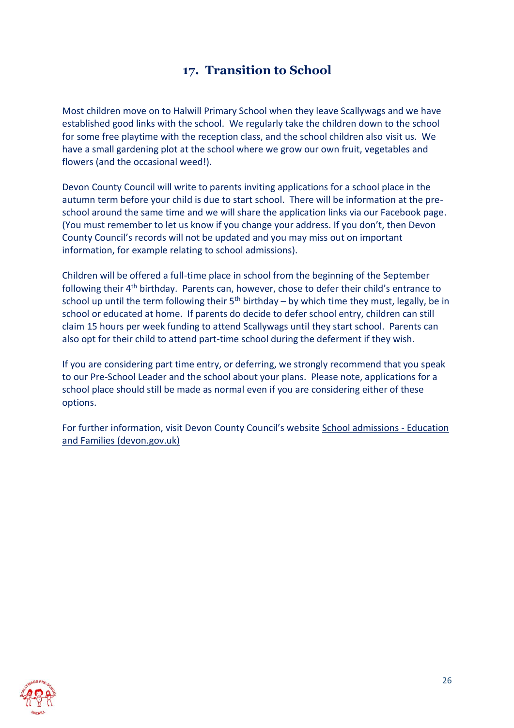## 17. Transition to School

Most children move on to Halwill Primary School when they leave Scallywags and we have established good links with the school. We regularly take the children down to the school for some free playtime with the reception class, and the school children also visit us. We have a small gardening plot at the school where we grow our own fruit, vegetables and flowers (and the occasional weed!).

Devon County Council will write to parents inviting applications for a school place in the autumn term before your child is due to start school. There will be information at the pre-school around the same time and we will share the application links via our Facebook page. (You must remember to let us know if you change your address. If you don't, then Devon County Council's records will not be updated and you may miss out on important information, for example relating to school admissions).

Children will be offered a full-time place in school from the beginning of the September following their 4th birthday. Parents can, however, chose to defer their child's entrance to school up until the term following their 5th birthday – by which time they must, legally, be in school or educated at home. If parents do decide to defer school entry, children can still claim 15 hours per week funding to attend Scallywags until they start school. Parents can also opt for their child to attend part-time school during the deferment if they wish.

If you are considering part time entry, or deferring, we strongly recommend that you speak to our Pre-School Leader and the school about your plans. Please note, applications for a school place should still be made as normal even if you are considering either of these options.

For further information, visit Devon County Council's website School admissions - Education and Families (devon.gov.uk)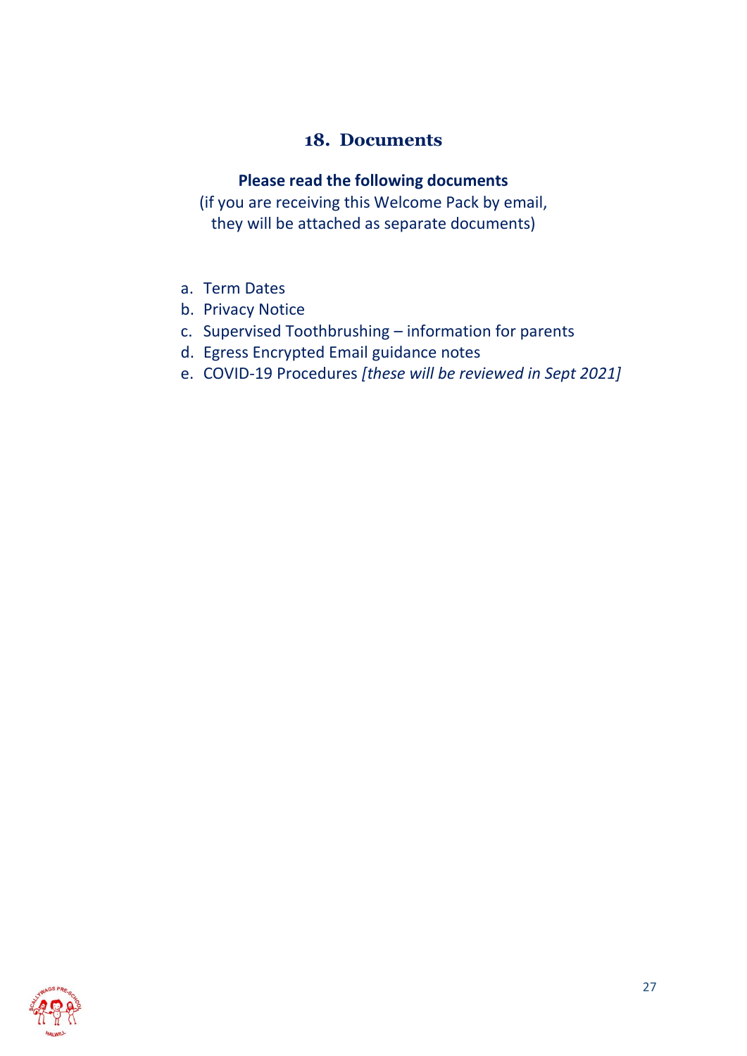## 18. Documents

**Please read the following documents**

(if you are receiving this Welcome Pack by email, they will be attached as separate documents)

a. Term Dates
b. Privacy Notice
c. Supervised Toothbrushing – information for parents
d. Egress Encrypted Email guidance notes
e. COVID-19 Procedures *[these will be reviewed in Sept 2021]*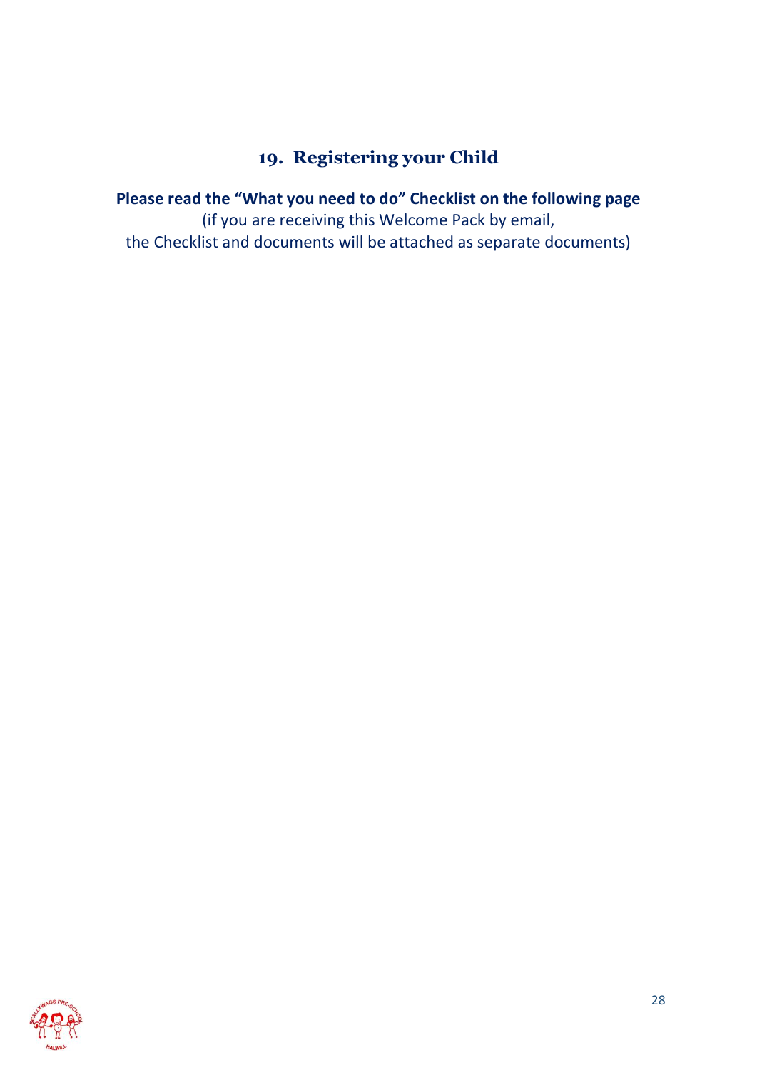## 19. Registering your Child

**Please read the "What you need to do" Checklist on the following page**

(if you are receiving this Welcome Pack by email,
the Checklist and documents will be attached as separate documents)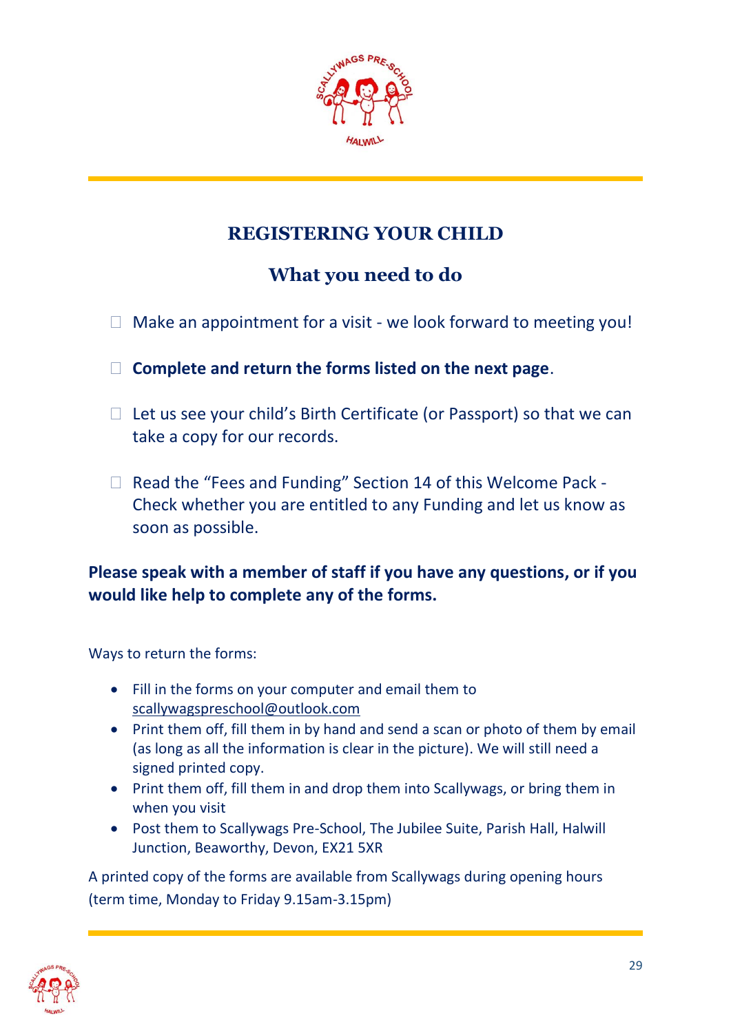# REGISTERING YOUR CHILD

## What you need to do

- ☐ Make an appointment for a visit - we look forward to meeting you!
- ☐ **Complete and return the forms listed on the next page**.
- ☐ Let us see your child's Birth Certificate (or Passport) so that we can take a copy for our records.
- ☐ Read the "Fees and Funding" Section 14 of this Welcome Pack - Check whether you are entitled to any Funding and let us know as soon as possible.

**Please speak with a member of staff if you have any questions, or if you would like help to complete any of the forms.**

Ways to return the forms:

- Fill in the forms on your computer and email them to scallywagspreschool@outlook.com
- Print them off, fill them in by hand and send a scan or photo of them by email (as long as all the information is clear in the picture). We will still need a signed printed copy.
- Print them off, fill them in and drop them into Scallywags, or bring them in when you visit
- Post them to Scallywags Pre-School, The Jubilee Suite, Parish Hall, Halwill Junction, Beaworthy, Devon, EX21 5XR

A printed copy of the forms are available from Scallywags during opening hours (term time, Monday to Friday 9.15am-3.15pm)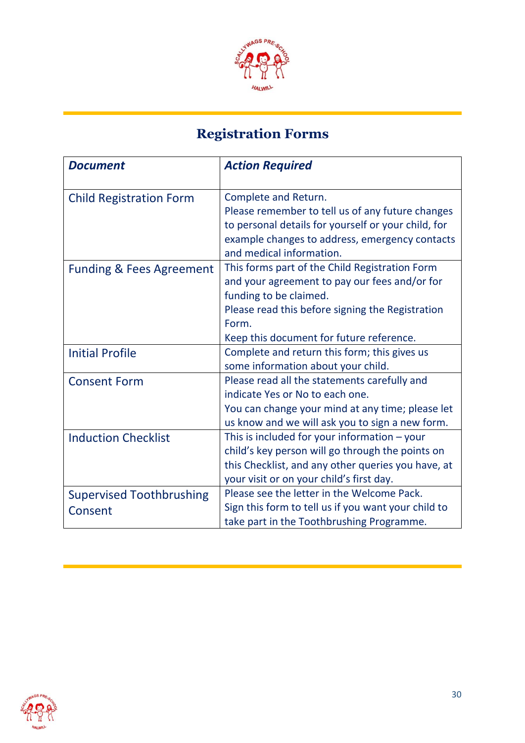# Registration Forms

| ***Document*** | ***Action Required*** |
| --- | --- |
| Child Registration Form | Complete and Return.<br>Please remember to tell us of any future changes to personal details for yourself or your child, for example changes to address, emergency contacts and medical information. |
| Funding & Fees Agreement | This forms part of the Child Registration Form and your agreement to pay our fees and/or for funding to be claimed.<br>Please read this before signing the Registration Form.<br>Keep this document for future reference. |
| Initial Profile | Complete and return this form; this gives us some information about your child. |
| Consent Form | Please read all the statements carefully and indicate Yes or No to each one.<br>You can change your mind at any time; please let us know and we will ask you to sign a new form. |
| Induction Checklist | This is included for your information – your child's key person will go through the points on this Checklist, and any other queries you have, at your visit or on your child's first day. |
| Supervised Toothbrushing Consent | Please see the letter in the Welcome Pack.<br>Sign this form to tell us if you want your child to take part in the Toothbrushing Programme. |